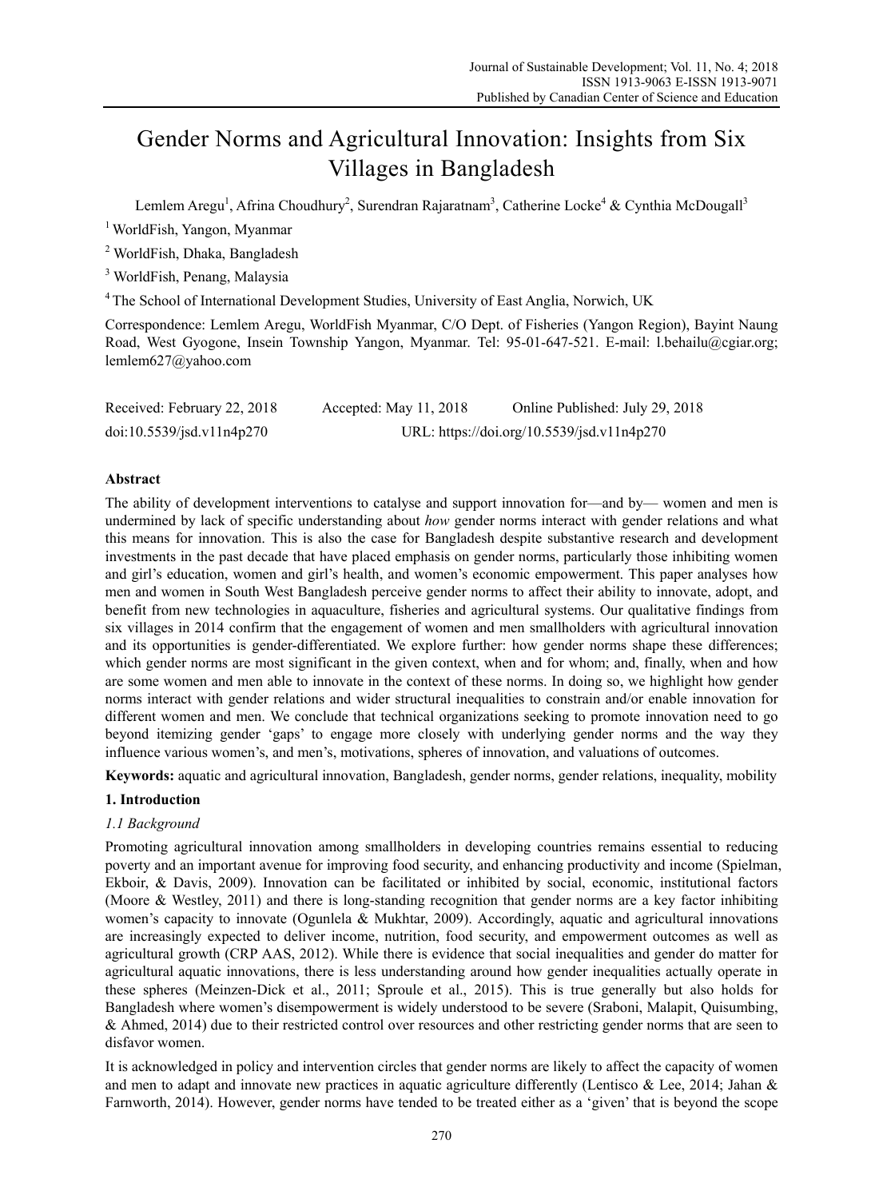# Gender Norms and Agricultural Innovation: Insights from Six Villages in Bangladesh

Lemlem Aregu[1], Afrina Choudhury[2], Surendran Rajaratnam[3], Catherine Locke[4] & Cynthia McDougall[3]

[1] WorldFish, Yangon, Myanmar

[2] WorldFish, Dhaka, Bangladesh

[3] WorldFish, Penang, Malaysia

[4] The School of International Development Studies, University of East Anglia, Norwich, UK

Correspondence: Lemlem Aregu, WorldFish Myanmar, C/O Dept. of Fisheries (Yangon Region), Bayint Naung Road, West Gyogone, Insein Township Yangon, Myanmar. Tel: 95-01-647-521. E-mail: l.behailu@cgiar.org; lemlem627@yahoo.com

Received: February 22, 2018 Accepted: May 11, 2018 Online Published: July 29, 2018

doi:10.5539/jsd.v11n4p270 URL: https://doi.org/10.5539/jsd.v11n4p270

## Abstract

The ability of development interventions to catalyse and support innovation for—and by— women and men is undermined by lack of specific understanding about *how* gender norms interact with gender relations and what this means for innovation. This is also the case for Bangladesh despite substantive research and development investments in the past decade that have placed emphasis on gender norms, particularly those inhibiting women and girl's education, women and girl's health, and women's economic empowerment. This paper analyses how men and women in South West Bangladesh perceive gender norms to affect their ability to innovate, adopt, and benefit from new technologies in aquaculture, fisheries and agricultural systems. Our qualitative findings from six villages in 2014 confirm that the engagement of women and men smallholders with agricultural innovation and its opportunities is gender-differentiated. We explore further: how gender norms shape these differences; which gender norms are most significant in the given context, when and for whom; and, finally, when and how are some women and men able to innovate in the context of these norms. In doing so, we highlight how gender norms interact with gender relations and wider structural inequalities to constrain and/or enable innovation for different women and men. We conclude that technical organizations seeking to promote innovation need to go beyond itemizing gender 'gaps' to engage more closely with underlying gender norms and the way they influence various women's, and men's, motivations, spheres of innovation, and valuations of outcomes.

**Keywords:** aquatic and agricultural innovation, Bangladesh, gender norms, gender relations, inequality, mobility

## 1. Introduction

### 1.1 Background

Promoting agricultural innovation among smallholders in developing countries remains essential to reducing poverty and an important avenue for improving food security, and enhancing productivity and income (Spielman, Ekboir, & Davis, 2009). Innovation can be facilitated or inhibited by social, economic, institutional factors (Moore & Westley, 2011) and there is long-standing recognition that gender norms are a key factor inhibiting women's capacity to innovate (Ogunlela & Mukhtar, 2009). Accordingly, aquatic and agricultural innovations are increasingly expected to deliver income, nutrition, food security, and empowerment outcomes as well as agricultural growth (CRP AAS, 2012). While there is evidence that social inequalities and gender do matter for agricultural aquatic innovations, there is less understanding around how gender inequalities actually operate in these spheres (Meinzen-Dick et al., 2011; Sproule et al., 2015). This is true generally but also holds for Bangladesh where women's disempowerment is widely understood to be severe (Sraboni, Malapit, Quisumbing, & Ahmed, 2014) due to their restricted control over resources and other restricting gender norms that are seen to disfavor women.

It is acknowledged in policy and intervention circles that gender norms are likely to affect the capacity of women and men to adapt and innovate new practices in aquatic agriculture differently (Lentisco & Lee, 2014; Jahan & Farnworth, 2014). However, gender norms have tended to be treated either as a 'given' that is beyond the scope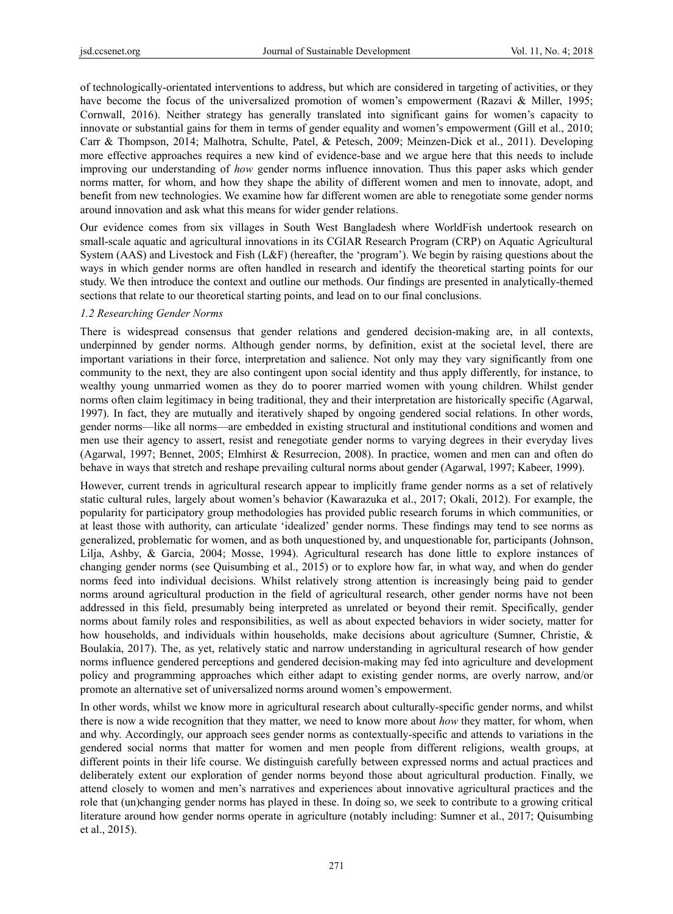of technologically-orientated interventions to address, but which are considered in targeting of activities, or they have become the focus of the universalized promotion of women's empowerment (Razavi & Miller, 1995; Cornwall, 2016). Neither strategy has generally translated into significant gains for women's capacity to innovate or substantial gains for them in terms of gender equality and women's empowerment (Gill et al., 2010; Carr & Thompson, 2014; Malhotra, Schulte, Patel, & Petesch, 2009; Meinzen-Dick et al., 2011). Developing more effective approaches requires a new kind of evidence-base and we argue here that this needs to include improving our understanding of *how* gender norms influence innovation. Thus this paper asks which gender norms matter, for whom, and how they shape the ability of different women and men to innovate, adopt, and benefit from new technologies. We examine how far different women are able to renegotiate some gender norms around innovation and ask what this means for wider gender relations.

Our evidence comes from six villages in South West Bangladesh where WorldFish undertook research on small-scale aquatic and agricultural innovations in its CGIAR Research Program (CRP) on Aquatic Agricultural System (AAS) and Livestock and Fish (L&F) (hereafter, the 'program'). We begin by raising questions about the ways in which gender norms are often handled in research and identify the theoretical starting points for our study. We then introduce the context and outline our methods. Our findings are presented in analytically-themed sections that relate to our theoretical starting points, and lead on to our final conclusions.

### *1.2 Researching Gender Norms*

There is widespread consensus that gender relations and gendered decision-making are, in all contexts, underpinned by gender norms. Although gender norms, by definition, exist at the societal level, there are important variations in their force, interpretation and salience. Not only may they vary significantly from one community to the next, they are also contingent upon social identity and thus apply differently, for instance, to wealthy young unmarried women as they do to poorer married women with young children. Whilst gender norms often claim legitimacy in being traditional, they and their interpretation are historically specific (Agarwal, 1997). In fact, they are mutually and iteratively shaped by ongoing gendered social relations. In other words, gender norms—like all norms—are embedded in existing structural and institutional conditions and women and men use their agency to assert, resist and renegotiate gender norms to varying degrees in their everyday lives (Agarwal, 1997; Bennet, 2005; Elmhirst & Resurrecion, 2008). In practice, women and men can and often do behave in ways that stretch and reshape prevailing cultural norms about gender (Agarwal, 1997; Kabeer, 1999).

However, current trends in agricultural research appear to implicitly frame gender norms as a set of relatively static cultural rules, largely about women's behavior (Kawarazuka et al., 2017; Okali, 2012). For example, the popularity for participatory group methodologies has provided public research forums in which communities, or at least those with authority, can articulate 'idealized' gender norms. These findings may tend to see norms as generalized, problematic for women, and as both unquestioned by, and unquestionable for, participants (Johnson, Lilja, Ashby, & Garcia, 2004; Mosse, 1994). Agricultural research has done little to explore instances of changing gender norms (see Quisumbing et al., 2015) or to explore how far, in what way, and when do gender norms feed into individual decisions. Whilst relatively strong attention is increasingly being paid to gender norms around agricultural production in the field of agricultural research, other gender norms have not been addressed in this field, presumably being interpreted as unrelated or beyond their remit. Specifically, gender norms about family roles and responsibilities, as well as about expected behaviors in wider society, matter for how households, and individuals within households, make decisions about agriculture (Sumner, Christie, & Boulakia, 2017). The, as yet, relatively static and narrow understanding in agricultural research of how gender norms influence gendered perceptions and gendered decision-making may fed into agriculture and development policy and programming approaches which either adapt to existing gender norms, are overly narrow, and/or promote an alternative set of universalized norms around women's empowerment.

In other words, whilst we know more in agricultural research about culturally-specific gender norms, and whilst there is now a wide recognition that they matter, we need to know more about *how* they matter, for whom, when and why. Accordingly, our approach sees gender norms as contextually-specific and attends to variations in the gendered social norms that matter for women and men people from different religions, wealth groups, at different points in their life course. We distinguish carefully between expressed norms and actual practices and deliberately extent our exploration of gender norms beyond those about agricultural production. Finally, we attend closely to women and men's narratives and experiences about innovative agricultural practices and the role that (un)changing gender norms has played in these. In doing so, we seek to contribute to a growing critical literature around how gender norms operate in agriculture (notably including: Sumner et al., 2017; Quisumbing et al., 2015).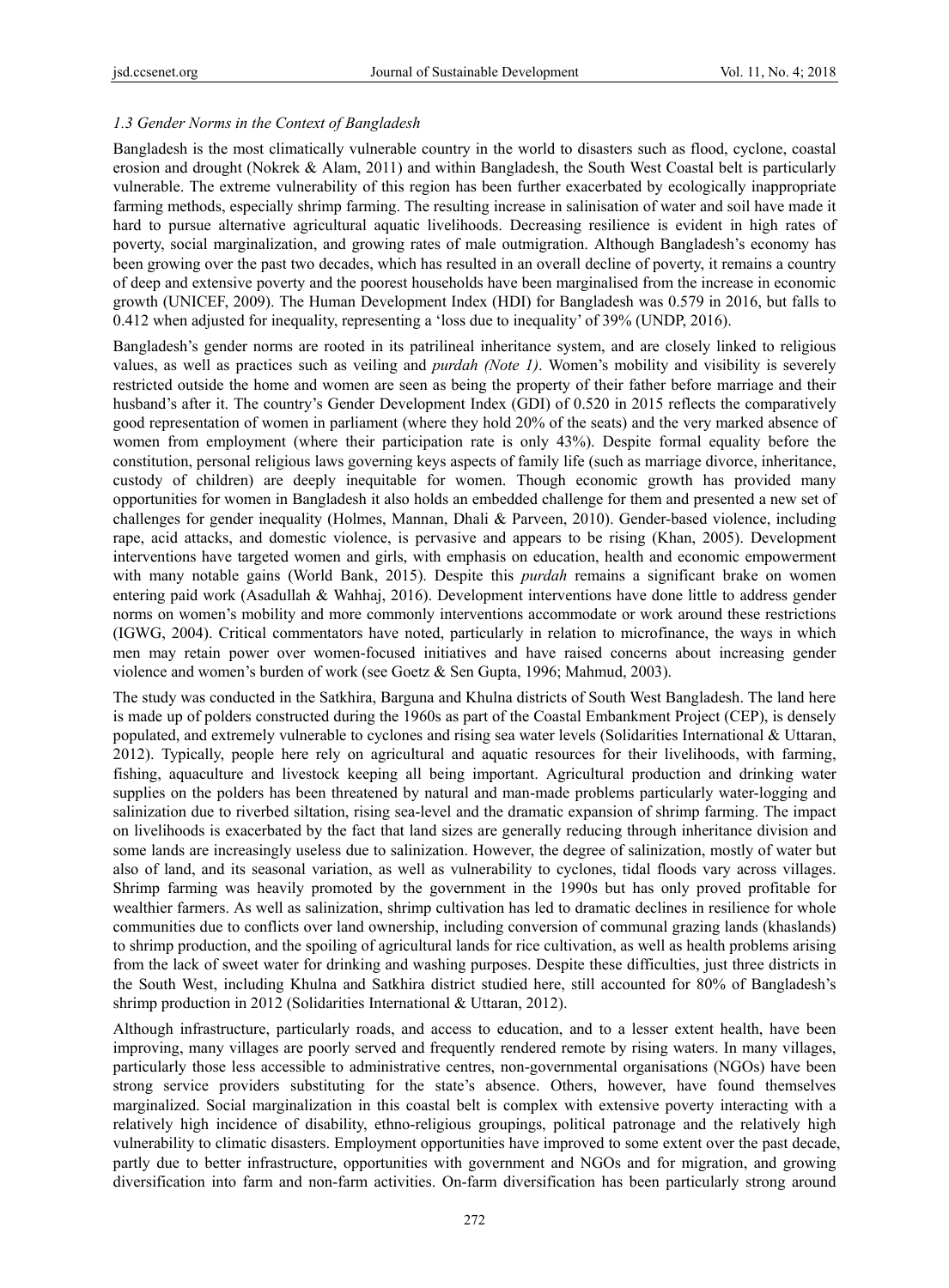### *1.3 Gender Norms in the Context of Bangladesh*

Bangladesh is the most climatically vulnerable country in the world to disasters such as flood, cyclone, coastal erosion and drought (Nokrek & Alam, 2011) and within Bangladesh, the South West Coastal belt is particularly vulnerable. The extreme vulnerability of this region has been further exacerbated by ecologically inappropriate farming methods, especially shrimp farming. The resulting increase in salinisation of water and soil have made it hard to pursue alternative agricultural aquatic livelihoods. Decreasing resilience is evident in high rates of poverty, social marginalization, and growing rates of male outmigration. Although Bangladesh's economy has been growing over the past two decades, which has resulted in an overall decline of poverty, it remains a country of deep and extensive poverty and the poorest households have been marginalised from the increase in economic growth (UNICEF, 2009). The Human Development Index (HDI) for Bangladesh was 0.579 in 2016, but falls to 0.412 when adjusted for inequality, representing a 'loss due to inequality' of 39% (UNDP, 2016).

Bangladesh's gender norms are rooted in its patrilineal inheritance system, and are closely linked to religious values, as well as practices such as veiling and *purdah (Note 1)*. Women's mobility and visibility is severely restricted outside the home and women are seen as being the property of their father before marriage and their husband's after it. The country's Gender Development Index (GDI) of 0.520 in 2015 reflects the comparatively good representation of women in parliament (where they hold 20% of the seats) and the very marked absence of women from employment (where their participation rate is only 43%). Despite formal equality before the constitution, personal religious laws governing keys aspects of family life (such as marriage divorce, inheritance, custody of children) are deeply inequitable for women. Though economic growth has provided many opportunities for women in Bangladesh it also holds an embedded challenge for them and presented a new set of challenges for gender inequality (Holmes, Mannan, Dhali & Parveen, 2010). Gender-based violence, including rape, acid attacks, and domestic violence, is pervasive and appears to be rising (Khan, 2005). Development interventions have targeted women and girls, with emphasis on education, health and economic empowerment with many notable gains (World Bank, 2015). Despite this *purdah* remains a significant brake on women entering paid work (Asadullah & Wahhaj, 2016). Development interventions have done little to address gender norms on women's mobility and more commonly interventions accommodate or work around these restrictions (IGWG, 2004). Critical commentators have noted, particularly in relation to microfinance, the ways in which men may retain power over women-focused initiatives and have raised concerns about increasing gender violence and women's burden of work (see Goetz & Sen Gupta, 1996; Mahmud, 2003).

The study was conducted in the Satkhira, Barguna and Khulna districts of South West Bangladesh. The land here is made up of polders constructed during the 1960s as part of the Coastal Embankment Project (CEP), is densely populated, and extremely vulnerable to cyclones and rising sea water levels (Solidarities International & Uttaran, 2012). Typically, people here rely on agricultural and aquatic resources for their livelihoods, with farming, fishing, aquaculture and livestock keeping all being important. Agricultural production and drinking water supplies on the polders has been threatened by natural and man-made problems particularly water-logging and salinization due to riverbed siltation, rising sea-level and the dramatic expansion of shrimp farming. The impact on livelihoods is exacerbated by the fact that land sizes are generally reducing through inheritance division and some lands are increasingly useless due to salinization. However, the degree of salinization, mostly of water but also of land, and its seasonal variation, as well as vulnerability to cyclones, tidal floods vary across villages. Shrimp farming was heavily promoted by the government in the 1990s but has only proved profitable for wealthier farmers. As well as salinization, shrimp cultivation has led to dramatic declines in resilience for whole communities due to conflicts over land ownership, including conversion of communal grazing lands (khaslands) to shrimp production, and the spoiling of agricultural lands for rice cultivation, as well as health problems arising from the lack of sweet water for drinking and washing purposes. Despite these difficulties, just three districts in the South West, including Khulna and Satkhira district studied here, still accounted for 80% of Bangladesh's shrimp production in 2012 (Solidarities International & Uttaran, 2012).

Although infrastructure, particularly roads, and access to education, and to a lesser extent health, have been improving, many villages are poorly served and frequently rendered remote by rising waters. In many villages, particularly those less accessible to administrative centres, non-governmental organisations (NGOs) have been strong service providers substituting for the state's absence. Others, however, have found themselves marginalized. Social marginalization in this coastal belt is complex with extensive poverty interacting with a relatively high incidence of disability, ethno-religious groupings, political patronage and the relatively high vulnerability to climatic disasters. Employment opportunities have improved to some extent over the past decade, partly due to better infrastructure, opportunities with government and NGOs and for migration, and growing diversification into farm and non-farm activities. On-farm diversification has been particularly strong around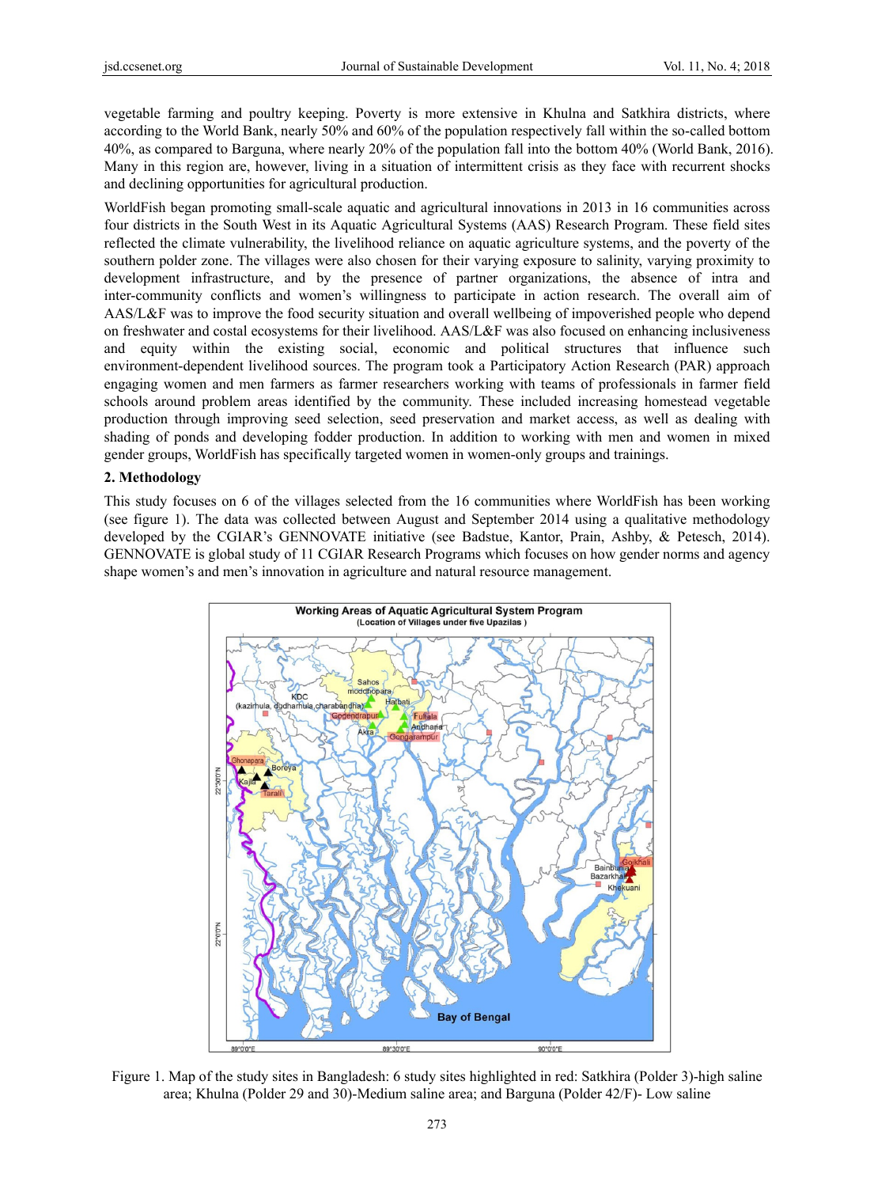vegetable farming and poultry keeping. Poverty is more extensive in Khulna and Satkhira districts, where according to the World Bank, nearly 50% and 60% of the population respectively fall within the so-called bottom 40%, as compared to Barguna, where nearly 20% of the population fall into the bottom 40% (World Bank, 2016). Many in this region are, however, living in a situation of intermittent crisis as they face with recurrent shocks and declining opportunities for agricultural production.

WorldFish began promoting small-scale aquatic and agricultural innovations in 2013 in 16 communities across four districts in the South West in its Aquatic Agricultural Systems (AAS) Research Program. These field sites reflected the climate vulnerability, the livelihood reliance on aquatic agriculture systems, and the poverty of the southern polder zone. The villages were also chosen for their varying exposure to salinity, varying proximity to development infrastructure, and by the presence of partner organizations, the absence of intra and inter-community conflicts and women's willingness to participate in action research. The overall aim of AAS/L&F was to improve the food security situation and overall wellbeing of impoverished people who depend on freshwater and costal ecosystems for their livelihood. AAS/L&F was also focused on enhancing inclusiveness and equity within the existing social, economic and political structures that influence such environment-dependent livelihood sources. The program took a Participatory Action Research (PAR) approach engaging women and men farmers as farmer researchers working with teams of professionals in farmer field schools around problem areas identified by the community. These included increasing homestead vegetable production through improving seed selection, seed preservation and market access, as well as dealing with shading of ponds and developing fodder production. In addition to working with men and women in mixed gender groups, WorldFish has specifically targeted women in women-only groups and trainings.

## 2. Methodology

This study focuses on 6 of the villages selected from the 16 communities where WorldFish has been working (see figure 1). The data was collected between August and September 2014 using a qualitative methodology developed by the CGIAR's GENNOVATE initiative (see Badstue, Kantor, Prain, Ashby, & Petesch, 2014). GENNOVATE is global study of 11 CGIAR Research Programs which focuses on how gender norms and agency shape women's and men's innovation in agriculture and natural resource management.

Figure 1. Map of the study sites in Bangladesh: 6 study sites highlighted in red: Satkhira (Polder 3)-high saline area; Khulna (Polder 29 and 30)-Medium saline area; and Barguna (Polder 42/F)- Low saline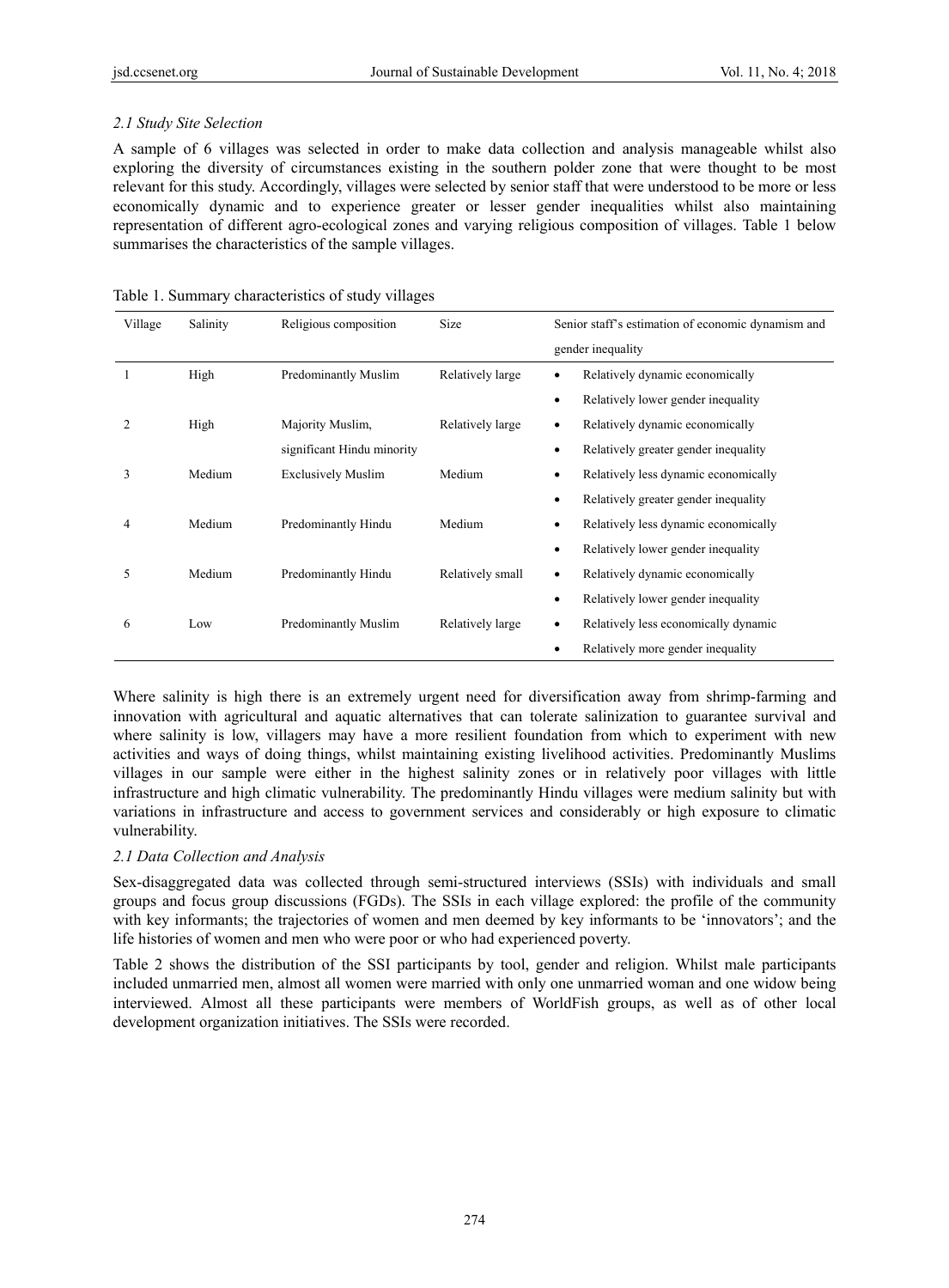### *2.1 Study Site Selection*

A sample of 6 villages was selected in order to make data collection and analysis manageable whilst also exploring the diversity of circumstances existing in the southern polder zone that were thought to be most relevant for this study. Accordingly, villages were selected by senior staff that were understood to be more or less economically dynamic and to experience greater or lesser gender inequalities whilst also maintaining representation of different agro-ecological zones and varying religious composition of villages. Table 1 below summarises the characteristics of the sample villages.

Table 1. Summary characteristics of study villages

| Village | Salinity | Religious composition | Size | Senior staff's estimation of economic dynamism and gender inequality |
|---|---|---|---|---|
| 1 | High | Predominantly Muslim | Relatively large | • Relatively dynamic economically<br>• Relatively lower gender inequality |
| 2 | High | Majority Muslim, significant Hindu minority | Relatively large | • Relatively dynamic economically<br>• Relatively greater gender inequality |
| 3 | Medium | Exclusively Muslim | Medium | • Relatively less dynamic economically<br>• Relatively greater gender inequality |
| 4 | Medium | Predominantly Hindu | Medium | • Relatively less dynamic economically<br>• Relatively lower gender inequality |
| 5 | Medium | Predominantly Hindu | Relatively small | • Relatively dynamic economically<br>• Relatively lower gender inequality |
| 6 | Low | Predominantly Muslim | Relatively large | • Relatively less economically dynamic<br>• Relatively more gender inequality |

Where salinity is high there is an extremely urgent need for diversification away from shrimp-farming and innovation with agricultural and aquatic alternatives that can tolerate salinization to guarantee survival and where salinity is low, villagers may have a more resilient foundation from which to experiment with new activities and ways of doing things, whilst maintaining existing livelihood activities. Predominantly Muslims villages in our sample were either in the highest salinity zones or in relatively poor villages with little infrastructure and high climatic vulnerability. The predominantly Hindu villages were medium salinity but with variations in infrastructure and access to government services and considerably or high exposure to climatic vulnerability.

### *2.1 Data Collection and Analysis*

Sex-disaggregated data was collected through semi-structured interviews (SSIs) with individuals and small groups and focus group discussions (FGDs). The SSIs in each village explored: the profile of the community with key informants; the trajectories of women and men deemed by key informants to be 'innovators'; and the life histories of women and men who were poor or who had experienced poverty.

Table 2 shows the distribution of the SSI participants by tool, gender and religion. Whilst male participants included unmarried men, almost all women were married with only one unmarried woman and one widow being interviewed. Almost all these participants were members of WorldFish groups, as well as of other local development organization initiatives. The SSIs were recorded.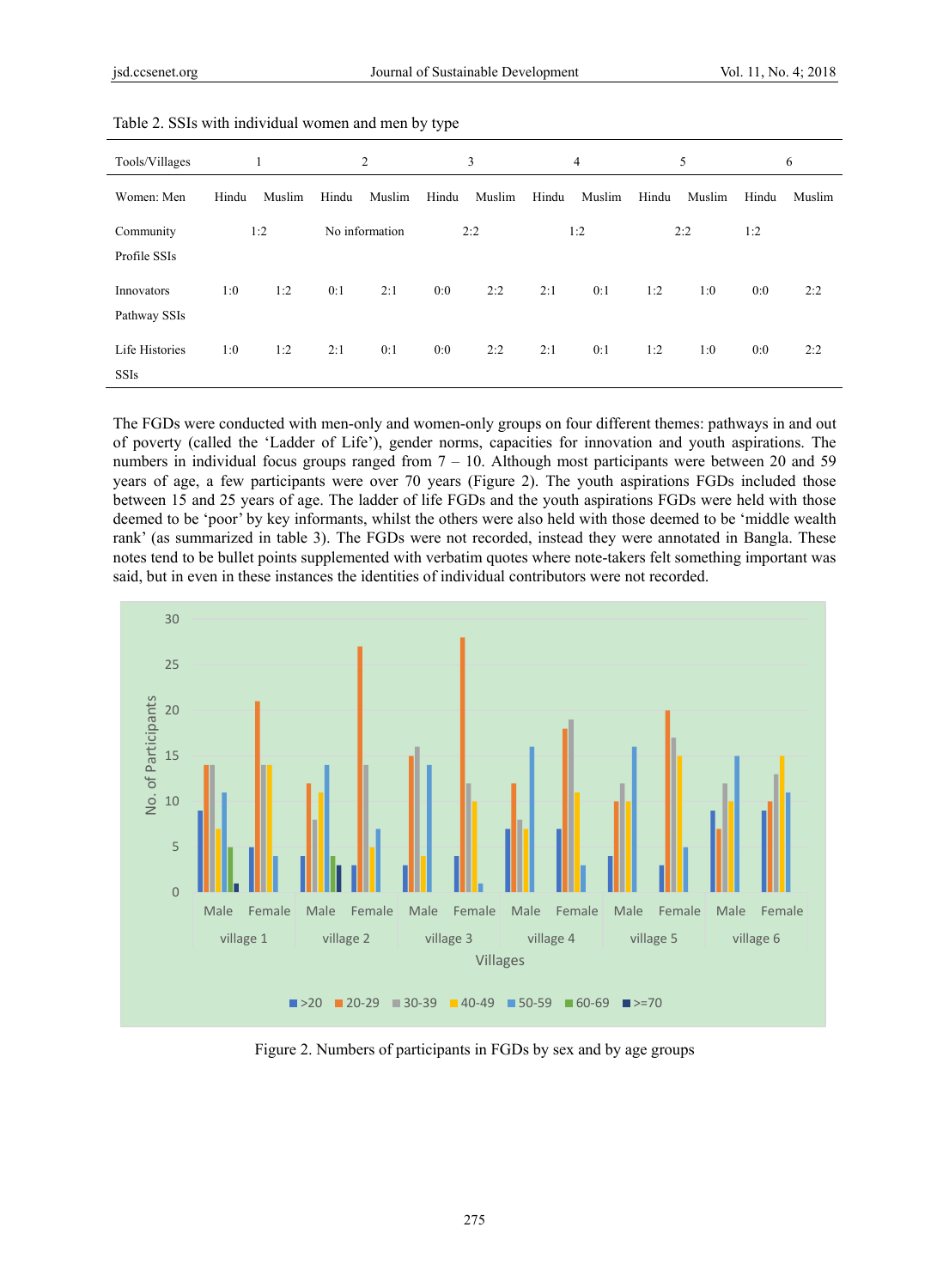Table 2. SSIs with individual women and men by type

| Tools/Villages | 1 | | 2 | | 3 | | 4 | | 5 | | 6 | |
|---|---|---|---|---|---|---|---|---|---|---|---|---|
| Women: Men | Hindu | Muslim | Hindu | Muslim | Hindu | Muslim | Hindu | Muslim | Hindu | Muslim | Hindu | Muslim |
| Community Profile SSIs | 1:2 | | No information | | 2:2 | | 1:2 | | 2:2 | | 1:2 | |
| Innovators Pathway SSIs | 1:0 | 1:2 | 0:1 | 2:1 | 0:0 | 2:2 | 2:1 | 0:1 | 1:2 | 1:0 | 0:0 | 2:2 |
| Life Histories SSIs | 1:0 | 1:2 | 2:1 | 0:1 | 0:0 | 2:2 | 2:1 | 0:1 | 1:2 | 1:0 | 0:0 | 2:2 |

The FGDs were conducted with men-only and women-only groups on four different themes: pathways in and out of poverty (called the 'Ladder of Life'), gender norms, capacities for innovation and youth aspirations. The numbers in individual focus groups ranged from 7 – 10. Although most participants were between 20 and 59 years of age, a few participants were over 70 years (Figure 2). The youth aspirations FGDs included those between 15 and 25 years of age. The ladder of life FGDs and the youth aspirations FGDs were held with those deemed to be 'poor' by key informants, whilst the others were also held with those deemed to be 'middle wealth rank' (as summarized in table 3). The FGDs were not recorded, instead they were annotated in Bangla. These notes tend to be bullet points supplemented with verbatim quotes where note-takers felt something important was said, but in even in these instances the identities of individual contributors were not recorded.

Figure 2. Numbers of participants in FGDs by sex and by age groups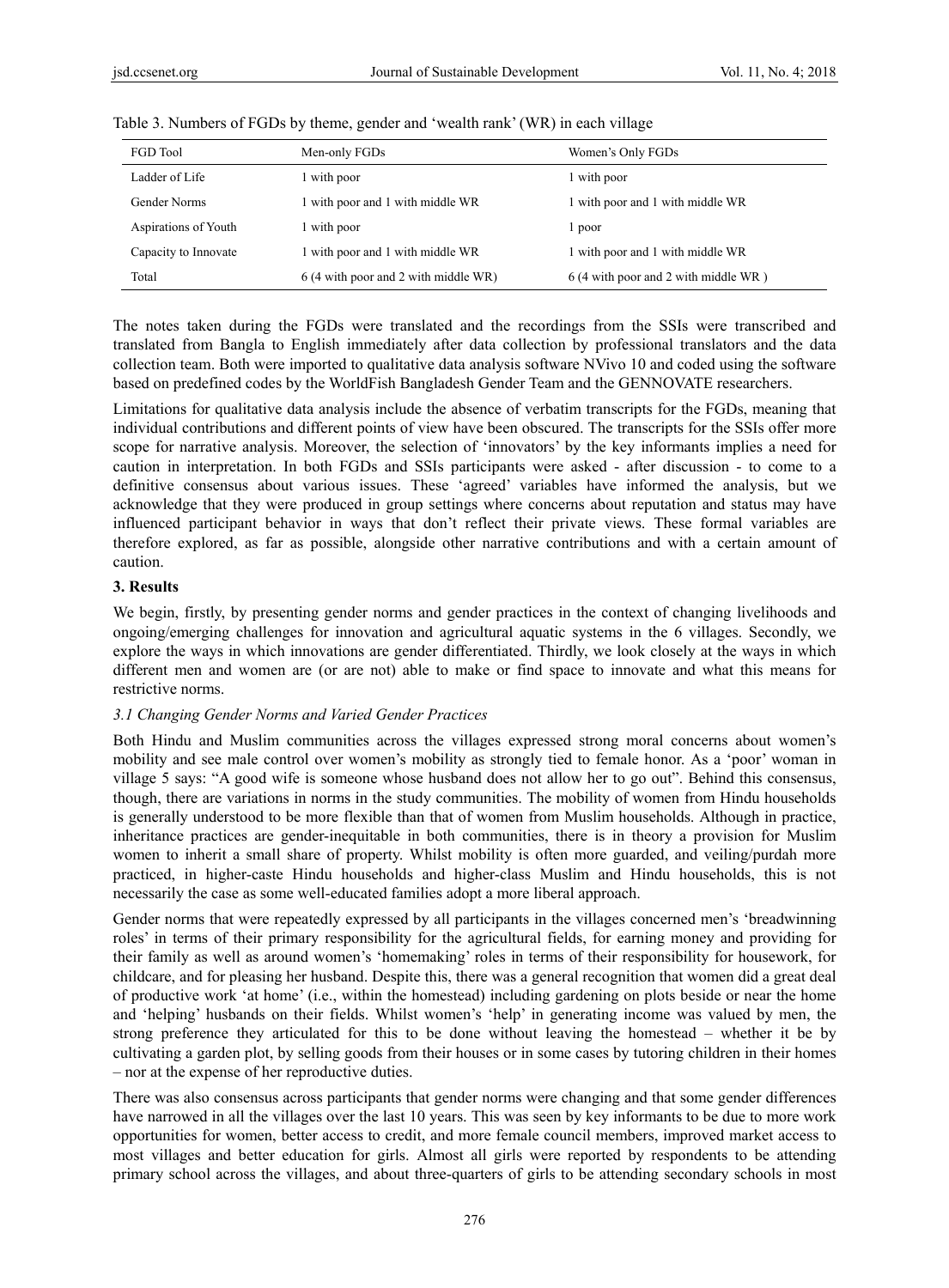Table 3. Numbers of FGDs by theme, gender and 'wealth rank' (WR) in each village

| FGD Tool | Men-only FGDs | Women's Only FGDs |
|---|---|---|
| Ladder of Life | 1 with poor | 1 with poor |
| Gender Norms | 1 with poor and 1 with middle WR | 1 with poor and 1 with middle WR |
| Aspirations of Youth | 1 with poor | 1 poor |
| Capacity to Innovate | 1 with poor and 1 with middle WR | 1 with poor and 1 with middle WR |
| Total | 6 (4 with poor and 2 with middle WR) | 6 (4 with poor and 2 with middle WR ) |

The notes taken during the FGDs were translated and the recordings from the SSIs were transcribed and translated from Bangla to English immediately after data collection by professional translators and the data collection team. Both were imported to qualitative data analysis software NVivo 10 and coded using the software based on predefined codes by the WorldFish Bangladesh Gender Team and the GENNOVATE researchers.

Limitations for qualitative data analysis include the absence of verbatim transcripts for the FGDs, meaning that individual contributions and different points of view have been obscured. The transcripts for the SSIs offer more scope for narrative analysis. Moreover, the selection of 'innovators' by the key informants implies a need for caution in interpretation. In both FGDs and SSIs participants were asked - after discussion - to come to a definitive consensus about various issues. These 'agreed' variables have informed the analysis, but we acknowledge that they were produced in group settings where concerns about reputation and status may have influenced participant behavior in ways that don't reflect their private views. These formal variables are therefore explored, as far as possible, alongside other narrative contributions and with a certain amount of caution.

## 3. Results

We begin, firstly, by presenting gender norms and gender practices in the context of changing livelihoods and ongoing/emerging challenges for innovation and agricultural aquatic systems in the 6 villages. Secondly, we explore the ways in which innovations are gender differentiated. Thirdly, we look closely at the ways in which different men and women are (or are not) able to make or find space to innovate and what this means for restrictive norms.

### *3.1 Changing Gender Norms and Varied Gender Practices*

Both Hindu and Muslim communities across the villages expressed strong moral concerns about women's mobility and see male control over women's mobility as strongly tied to female honor. As a 'poor' woman in village 5 says: "A good wife is someone whose husband does not allow her to go out". Behind this consensus, though, there are variations in norms in the study communities. The mobility of women from Hindu households is generally understood to be more flexible than that of women from Muslim households. Although in practice, inheritance practices are gender-inequitable in both communities, there is in theory a provision for Muslim women to inherit a small share of property. Whilst mobility is often more guarded, and veiling/purdah more practiced, in higher-caste Hindu households and higher-class Muslim and Hindu households, this is not necessarily the case as some well-educated families adopt a more liberal approach.

Gender norms that were repeatedly expressed by all participants in the villages concerned men's 'breadwinning roles' in terms of their primary responsibility for the agricultural fields, for earning money and providing for their family as well as around women's 'homemaking' roles in terms of their responsibility for housework, for childcare, and for pleasing her husband. Despite this, there was a general recognition that women did a great deal of productive work 'at home' (i.e., within the homestead) including gardening on plots beside or near the home and 'helping' husbands on their fields. Whilst women's 'help' in generating income was valued by men, the strong preference they articulated for this to be done without leaving the homestead – whether it be by cultivating a garden plot, by selling goods from their houses or in some cases by tutoring children in their homes – nor at the expense of her reproductive duties.

There was also consensus across participants that gender norms were changing and that some gender differences have narrowed in all the villages over the last 10 years. This was seen by key informants to be due to more work opportunities for women, better access to credit, and more female council members, improved market access to most villages and better education for girls. Almost all girls were reported by respondents to be attending primary school across the villages, and about three-quarters of girls to be attending secondary schools in most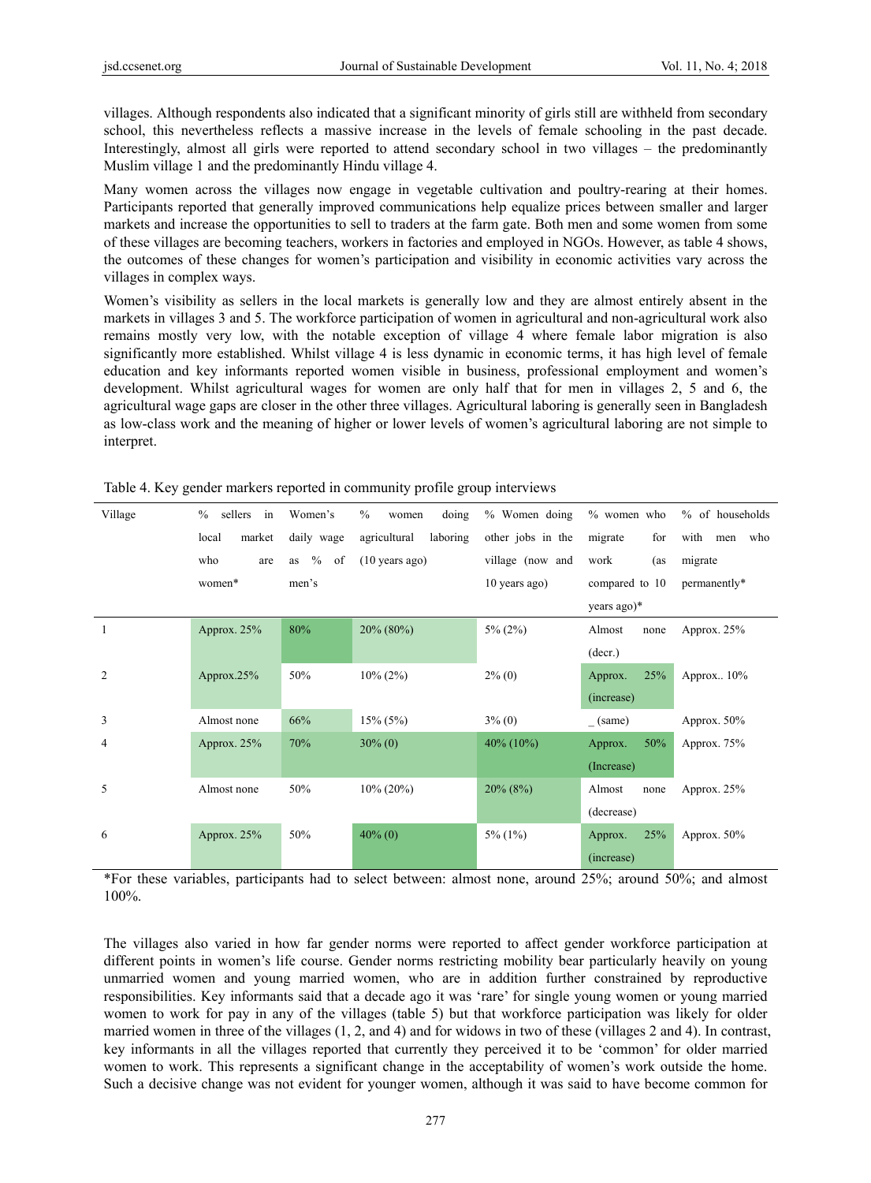villages. Although respondents also indicated that a significant minority of girls still are withheld from secondary school, this nevertheless reflects a massive increase in the levels of female schooling in the past decade. Interestingly, almost all girls were reported to attend secondary school in two villages – the predominantly Muslim village 1 and the predominantly Hindu village 4.

Many women across the villages now engage in vegetable cultivation and poultry-rearing at their homes. Participants reported that generally improved communications help equalize prices between smaller and larger markets and increase the opportunities to sell to traders at the farm gate. Both men and some women from some of these villages are becoming teachers, workers in factories and employed in NGOs. However, as table 4 shows, the outcomes of these changes for women's participation and visibility in economic activities vary across the villages in complex ways.

Women's visibility as sellers in the local markets is generally low and they are almost entirely absent in the markets in villages 3 and 5. The workforce participation of women in agricultural and non-agricultural work also remains mostly very low, with the notable exception of village 4 where female labor migration is also significantly more established. Whilst village 4 is less dynamic in economic terms, it has high level of female education and key informants reported women visible in business, professional employment and women's development. Whilst agricultural wages for women are only half that for men in villages 2, 5 and 6, the agricultural wage gaps are closer in the other three villages. Agricultural laboring is generally seen in Bangladesh as low-class work and the meaning of higher or lower levels of women's agricultural laboring are not simple to interpret.

Table 4. Key gender markers reported in community profile group interviews

| Village | % sellers in local market who are women* | Women's daily wage as % of men's | % women doing agricultural laboring (10 years ago) | % Women doing other jobs in the village (now and 10 years ago) | % women who migrate for work (as compared to 10 years ago)* | % of households with men who migrate permanently* |
|---|---|---|---|---|---|---|
| 1 | Approx. 25% | 80% | 20% (80%) | 5% (2%) | Almost none (decr.) | Approx. 25% |
| 2 | Approx.25% | 50% | 10% (2%) | 2% (0) | Approx. 25% (increase) | Approx.. 10% |
| 3 | Almost none | 66% | 15% (5%) | 3% (0) | _ (same) | Approx. 50% |
| 4 | Approx. 25% | 70% | 30% (0) | 40% (10%) | Approx. 50% (Increase) | Approx. 75% |
| 5 | Almost none | 50% | 10% (20%) | 20% (8%) | Almost none (decrease) | Approx. 25% |
| 6 | Approx. 25% | 50% | 40% (0) | 5% (1%) | Approx. 25% (increase) | Approx. 50% |

*For these variables, participants had to select between: almost none, around 25%; around 50%; and almost 100%.

The villages also varied in how far gender norms were reported to affect gender workforce participation at different points in women's life course. Gender norms restricting mobility bear particularly heavily on young unmarried women and young married women, who are in addition further constrained by reproductive responsibilities. Key informants said that a decade ago it was 'rare' for single young women or young married women to work for pay in any of the villages (table 5) but that workforce participation was likely for older married women in three of the villages (1, 2, and 4) and for widows in two of these (villages 2 and 4). In contrast, key informants in all the villages reported that currently they perceived it to be 'common' for older married women to work. This represents a significant change in the acceptability of women's work outside the home. Such a decisive change was not evident for younger women, although it was said to have become common for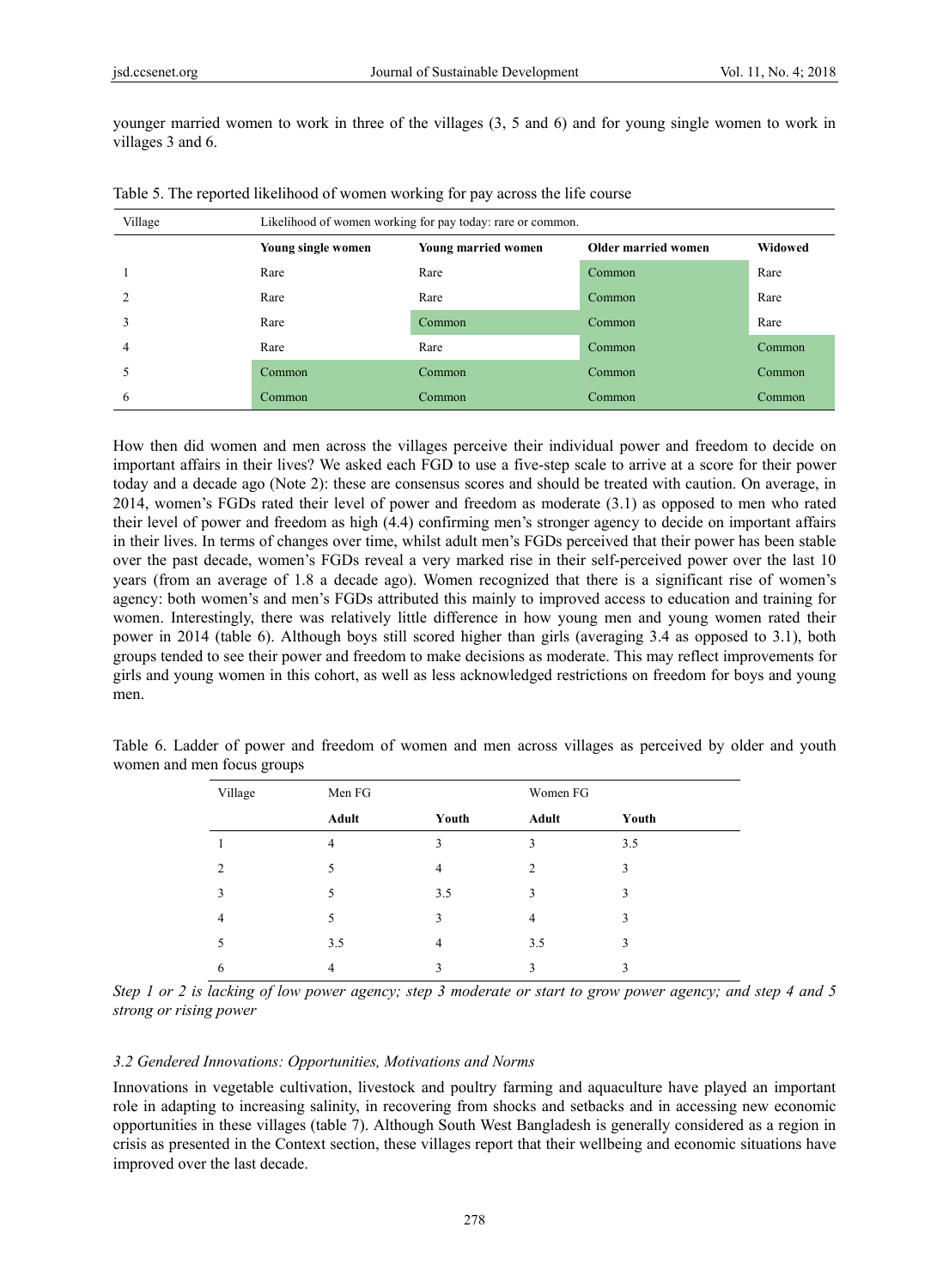younger married women to work in three of the villages (3, 5 and 6) and for young single women to work in villages 3 and 6.

Table 5. The reported likelihood of women working for pay across the life course

| Village | Likelihood of women working for pay today: rare or common. | | | |
|---|---|---|---|---|
| | **Young single women** | **Young married women** | **Older married women** | **Widowed** |
| 1 | Rare | Rare | Common | Rare |
| 2 | Rare | Rare | Common | Rare |
| 3 | Rare | Common | Common | Rare |
| 4 | Rare | Rare | Common | Common |
| 5 | Common | Common | Common | Common |
| 6 | Common | Common | Common | Common |

How then did women and men across the villages perceive their individual power and freedom to decide on important affairs in their lives? We asked each FGD to use a five-step scale to arrive at a score for their power today and a decade ago (Note 2): these are consensus scores and should be treated with caution. On average, in 2014, women's FGDs rated their level of power and freedom as moderate (3.1) as opposed to men who rated their level of power and freedom as high (4.4) confirming men's stronger agency to decide on important affairs in their lives. In terms of changes over time, whilst adult men's FGDs perceived that their power has been stable over the past decade, women's FGDs reveal a very marked rise in their self-perceived power over the last 10 years (from an average of 1.8 a decade ago). Women recognized that there is a significant rise of women's agency: both women's and men's FGDs attributed this mainly to improved access to education and training for women. Interestingly, there was relatively little difference in how young men and young women rated their power in 2014 (table 6). Although boys still scored higher than girls (averaging 3.4 as opposed to 3.1), both groups tended to see their power and freedom to make decisions as moderate. This may reflect improvements for girls and young women in this cohort, as well as less acknowledged restrictions on freedom for boys and young men.

Table 6. Ladder of power and freedom of women and men across villages as perceived by older and youth women and men focus groups

| Village | Men FG | | Women FG | |
|---|---|---|---|---|
| | **Adult** | **Youth** | **Adult** | **Youth** |
| 1 | 4 | 3 | 3 | 3.5 |
| 2 | 5 | 4 | 2 | 3 |
| 3 | 5 | 3.5 | 3 | 3 |
| 4 | 5 | 3 | 4 | 3 |
| 5 | 3.5 | 4 | 3.5 | 3 |
| 6 | 4 | 3 | 3 | 3 |

*Step 1 or 2 is lacking of low power agency; step 3 moderate or start to grow power agency; and step 4 and 5 strong or rising power*

### 3.2 Gendered Innovations: Opportunities, Motivations and Norms

Innovations in vegetable cultivation, livestock and poultry farming and aquaculture have played an important role in adapting to increasing salinity, in recovering from shocks and setbacks and in accessing new economic opportunities in these villages (table 7). Although South West Bangladesh is generally considered as a region in crisis as presented in the Context section, these villages report that their wellbeing and economic situations have improved over the last decade.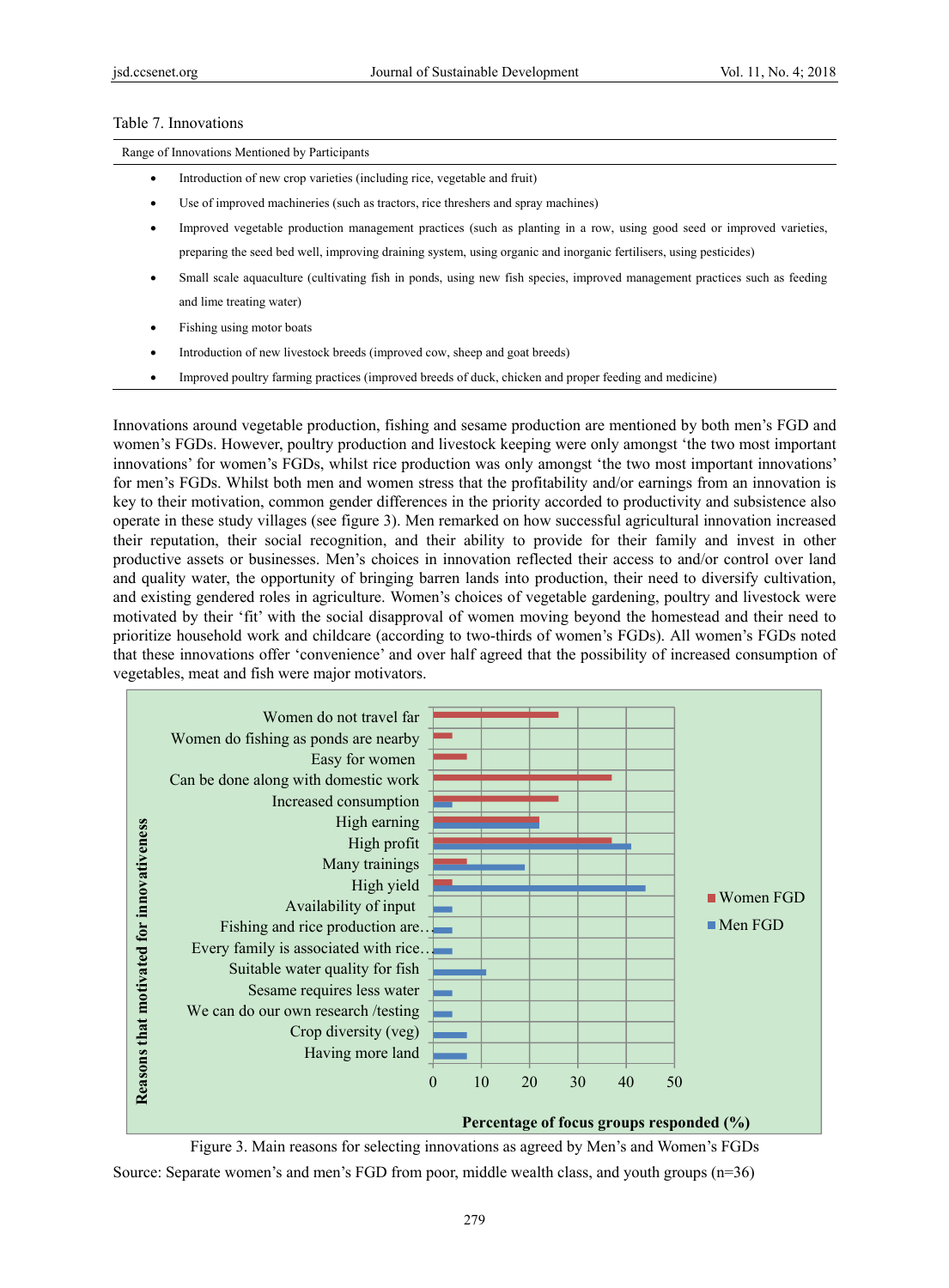Table 7. Innovations

| Range of Innovations Mentioned by Participants |
|---|
| • Introduction of new crop varieties (including rice, vegetable and fruit) |
| • Use of improved machineries (such as tractors, rice threshers and spray machines) |
| • Improved vegetable production management practices (such as planting in a row, using good seed or improved varieties, preparing the seed bed well, improving draining system, using organic and inorganic fertilisers, using pesticides) |
| • Small scale aquaculture (cultivating fish in ponds, using new fish species, improved management practices such as feeding and lime treating water) |
| • Fishing using motor boats |
| • Introduction of new livestock breeds (improved cow, sheep and goat breeds) |
| • Improved poultry farming practices (improved breeds of duck, chicken and proper feeding and medicine) |

Innovations around vegetable production, fishing and sesame production are mentioned by both men's FGD and women's FGDs. However, poultry production and livestock keeping were only amongst 'the two most important innovations' for women's FGDs, whilst rice production was only amongst 'the two most important innovations' for men's FGDs. Whilst both men and women stress that the profitability and/or earnings from an innovation is key to their motivation, common gender differences in the priority accorded to productivity and subsistence also operate in these study villages (see figure 3). Men remarked on how successful agricultural innovation increased their reputation, their social recognition, and their ability to provide for their family and invest in other productive assets or businesses. Men's choices in innovation reflected their access to and/or control over land and quality water, the opportunity of bringing barren lands into production, their need to diversify cultivation, and existing gendered roles in agriculture. Women's choices of vegetable gardening, poultry and livestock were motivated by their 'fit' with the social disapproval of women moving beyond the homestead and their need to prioritize household work and childcare (according to two-thirds of women's FGDs). All women's FGDs noted that these innovations offer 'convenience' and over half agreed that the possibility of increased consumption of vegetables, meat and fish were major motivators.

Reasons that motivated for innovativeness

Women do not travel far
Women do fishing as ponds are nearby
Easy for women
Can be done along with domestic work
Increased consumption
High earning
High profit
Many trainings
High yield
Availability of input
Fishing and rice production are…
Every family is associated with rice…
Suitable water quality for fish
Sesame requires less water
We can do our own research /testing
Crop diversity (veg)
Having more land

0 10 20 30 40 50

Percentage of focus groups responded (%)

Women FGD
Men FGD

Figure 3. Main reasons for selecting innovations as agreed by Men's and Women's FGDs

Source: Separate women's and men's FGD from poor, middle wealth class, and youth groups (n=36)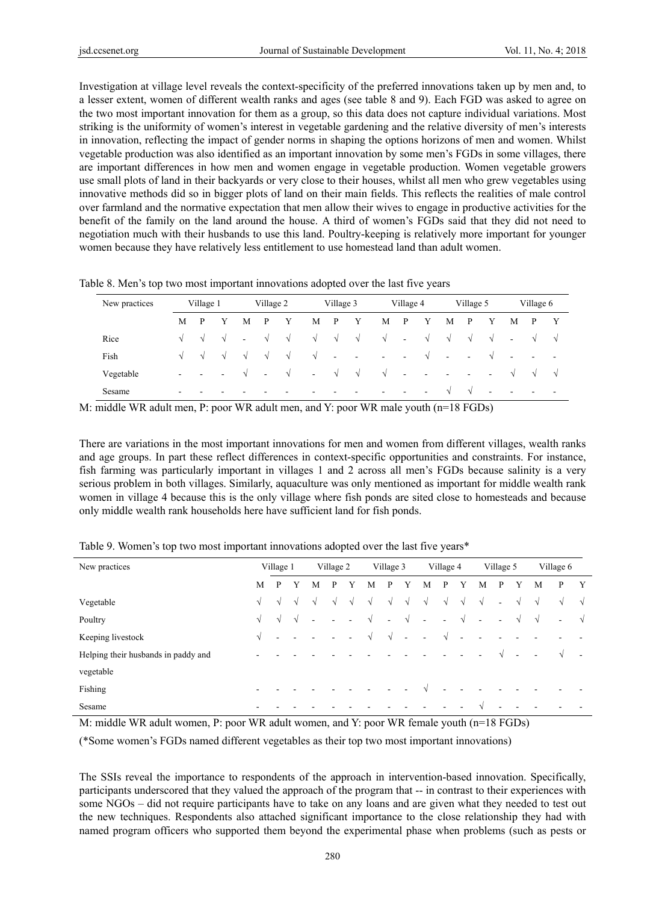Investigation at village level reveals the context-specificity of the preferred innovations taken up by men and, to a lesser extent, women of different wealth ranks and ages (see table 8 and 9). Each FGD was asked to agree on the two most important innovation for them as a group, so this data does not capture individual variations. Most striking is the uniformity of women's interest in vegetable gardening and the relative diversity of men's interests in innovation, reflecting the impact of gender norms in shaping the options horizons of men and women. Whilst vegetable production was also identified as an important innovation by some men's FGDs in some villages, there are important differences in how men and women engage in vegetable production. Women vegetable growers use small plots of land in their backyards or very close to their houses, whilst all men who grew vegetables using innovative methods did so in bigger plots of land on their main fields. This reflects the realities of male control over farmland and the normative expectation that men allow their wives to engage in productive activities for the benefit of the family on the land around the house. A third of women's FGDs said that they did not need to negotiation much with their husbands to use this land. Poultry-keeping is relatively more important for younger women because they have relatively less entitlement to use homestead land than adult women.

Table 8. Men's top two most important innovations adopted over the last five years

| New practices | Village 1 | | | Village 2 | | | Village 3 | | | Village 4 | | | Village 5 | | | Village 6 | | |
|---|---|---|---|---|---|---|---|---|---|---|---|---|---|---|---|---|---|---|
| | M | P | Y | M | P | Y | M | P | Y | M | P | Y | M | P | Y | M | P | Y |
| Rice | √ | √ | √ | - | √ | √ | √ | √ | √ | √ | - | √ | √ | √ | √ | - | √ | √ |
| Fish | √ | √ | √ | √ | √ | √ | √ | - | - | - | - | √ | - | - | √ | - | - | - |
| Vegetable | - | - | - | √ | - | √ | - | √ | √ | √ | - | - | - | - | - | √ | √ | √ |
| Sesame | - | - | - | - | - | - | - | - | - | - | - | - | √ | √ | - | - | - | - |

M: middle WR adult men, P: poor WR adult men, and Y: poor WR male youth (n=18 FGDs)

There are variations in the most important innovations for men and women from different villages, wealth ranks and age groups. In part these reflect differences in context-specific opportunities and constraints. For instance, fish farming was particularly important in villages 1 and 2 across all men's FGDs because salinity is a very serious problem in both villages. Similarly, aquaculture was only mentioned as important for middle wealth rank women in village 4 because this is the only village where fish ponds are sited close to homesteads and because only middle wealth rank households here have sufficient land for fish ponds.

Table 9. Women's top two most important innovations adopted over the last five years*

| New practices | Village 1 | | | Village 2 | | | Village 3 | | | Village 4 | | | Village 5 | | | Village 6 | | |
|---|---|---|---|---|---|---|---|---|---|---|---|---|---|---|---|---|---|---|
| | M | P | Y | M | P | Y | M | P | Y | M | P | Y | M | P | Y | M | P | Y |
| Vegetable | √ | √ | √ | √ | √ | √ | √ | √ | √ | √ | √ | √ | √ | - | √ | √ | √ | √ |
| Poultry | √ | √ | √ | - | - | - | √ | - | √ | - | - | √ | - | - | √ | √ | - | √ |
| Keeping livestock | √ | - | - | - | - | - | √ | √ | - | - | √ | - | - | - | - | - | - | - |
| Helping their husbands in paddy and vegetable | - | - | - | - | - | - | - | - | - | - | - | - | - | √ | - | - | √ | - |
| Fishing | - | - | - | - | - | - | - | - | - | √ | - | - | - | - | - | - | - | - |
| Sesame | - | - | - | - | - | - | - | - | - | - | - | - | √ | - | - | - | - | - |

M: middle WR adult women, P: poor WR adult women, and Y: poor WR female youth (n=18 FGDs)

(*Some women's FGDs named different vegetables as their top two most important innovations)

The SSIs reveal the importance to respondents of the approach in intervention-based innovation. Specifically, participants underscored that they valued the approach of the program that -- in contrast to their experiences with some NGOs – did not require participants have to take on any loans and are given what they needed to test out the new techniques. Respondents also attached significant importance to the close relationship they had with named program officers who supported them beyond the experimental phase when problems (such as pests or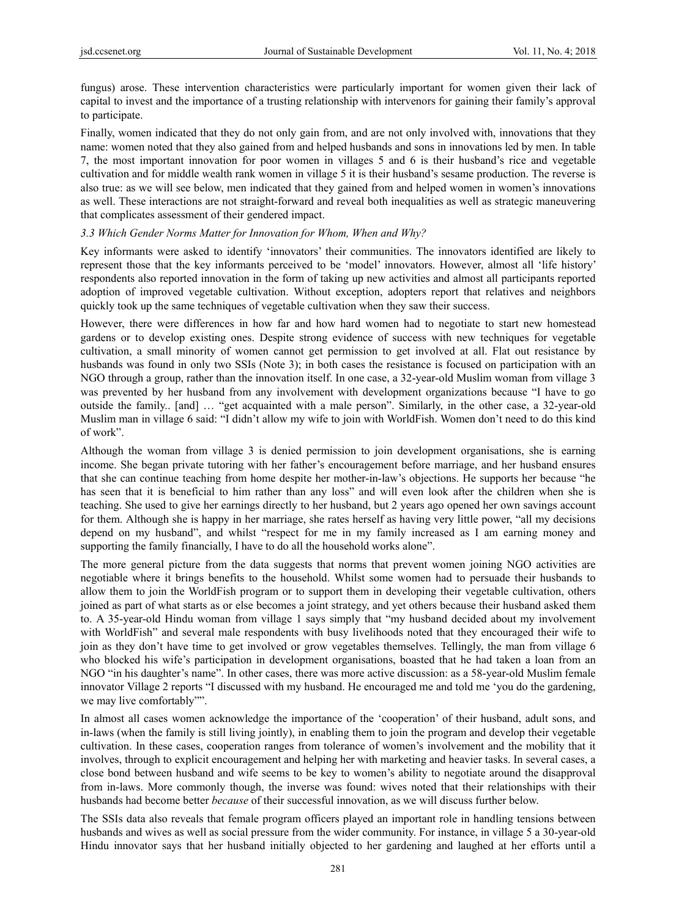fungus) arose. These intervention characteristics were particularly important for women given their lack of capital to invest and the importance of a trusting relationship with intervenors for gaining their family's approval to participate.

Finally, women indicated that they do not only gain from, and are not only involved with, innovations that they name: women noted that they also gained from and helped husbands and sons in innovations led by men. In table 7, the most important innovation for poor women in villages 5 and 6 is their husband's rice and vegetable cultivation and for middle wealth rank women in village 5 it is their husband's sesame production. The reverse is also true: as we will see below, men indicated that they gained from and helped women in women's innovations as well. These interactions are not straight-forward and reveal both inequalities as well as strategic maneuvering that complicates assessment of their gendered impact.

### 3.3 Which Gender Norms Matter for Innovation for Whom, When and Why?

Key informants were asked to identify 'innovators' their communities. The innovators identified are likely to represent those that the key informants perceived to be 'model' innovators. However, almost all 'life history' respondents also reported innovation in the form of taking up new activities and almost all participants reported adoption of improved vegetable cultivation. Without exception, adopters report that relatives and neighbors quickly took up the same techniques of vegetable cultivation when they saw their success.

However, there were differences in how far and how hard women had to negotiate to start new homestead gardens or to develop existing ones. Despite strong evidence of success with new techniques for vegetable cultivation, a small minority of women cannot get permission to get involved at all. Flat out resistance by husbands was found in only two SSIs (Note 3); in both cases the resistance is focused on participation with an NGO through a group, rather than the innovation itself. In one case, a 32-year-old Muslim woman from village 3 was prevented by her husband from any involvement with development organizations because "I have to go outside the family.. [and] … "get acquainted with a male person". Similarly, in the other case, a 32-year-old Muslim man in village 6 said: "I didn't allow my wife to join with WorldFish. Women don't need to do this kind of work".

Although the woman from village 3 is denied permission to join development organisations, she is earning income. She began private tutoring with her father's encouragement before marriage, and her husband ensures that she can continue teaching from home despite her mother-in-law's objections. He supports her because "he has seen that it is beneficial to him rather than any loss" and will even look after the children when she is teaching. She used to give her earnings directly to her husband, but 2 years ago opened her own savings account for them. Although she is happy in her marriage, she rates herself as having very little power, "all my decisions depend on my husband", and whilst "respect for me in my family increased as I am earning money and supporting the family financially, I have to do all the household works alone".

The more general picture from the data suggests that norms that prevent women joining NGO activities are negotiable where it brings benefits to the household. Whilst some women had to persuade their husbands to allow them to join the WorldFish program or to support them in developing their vegetable cultivation, others joined as part of what starts as or else becomes a joint strategy, and yet others because their husband asked them to. A 35-year-old Hindu woman from village 1 says simply that "my husband decided about my involvement with WorldFish" and several male respondents with busy livelihoods noted that they encouraged their wife to join as they don't have time to get involved or grow vegetables themselves. Tellingly, the man from village 6 who blocked his wife's participation in development organisations, boasted that he had taken a loan from an NGO "in his daughter's name". In other cases, there was more active discussion: as a 58-year-old Muslim female innovator Village 2 reports "I discussed with my husband. He encouraged me and told me 'you do the gardening, we may live comfortably'".

In almost all cases women acknowledge the importance of the 'cooperation' of their husband, adult sons, and in-laws (when the family is still living jointly), in enabling them to join the program and develop their vegetable cultivation. In these cases, cooperation ranges from tolerance of women's involvement and the mobility that it involves, through to explicit encouragement and helping her with marketing and heavier tasks. In several cases, a close bond between husband and wife seems to be key to women's ability to negotiate around the disapproval from in-laws. More commonly though, the inverse was found: wives noted that their relationships with their husbands had become better *because* of their successful innovation, as we will discuss further below.

The SSIs data also reveals that female program officers played an important role in handling tensions between husbands and wives as well as social pressure from the wider community. For instance, in village 5 a 30-year-old Hindu innovator says that her husband initially objected to her gardening and laughed at her efforts until a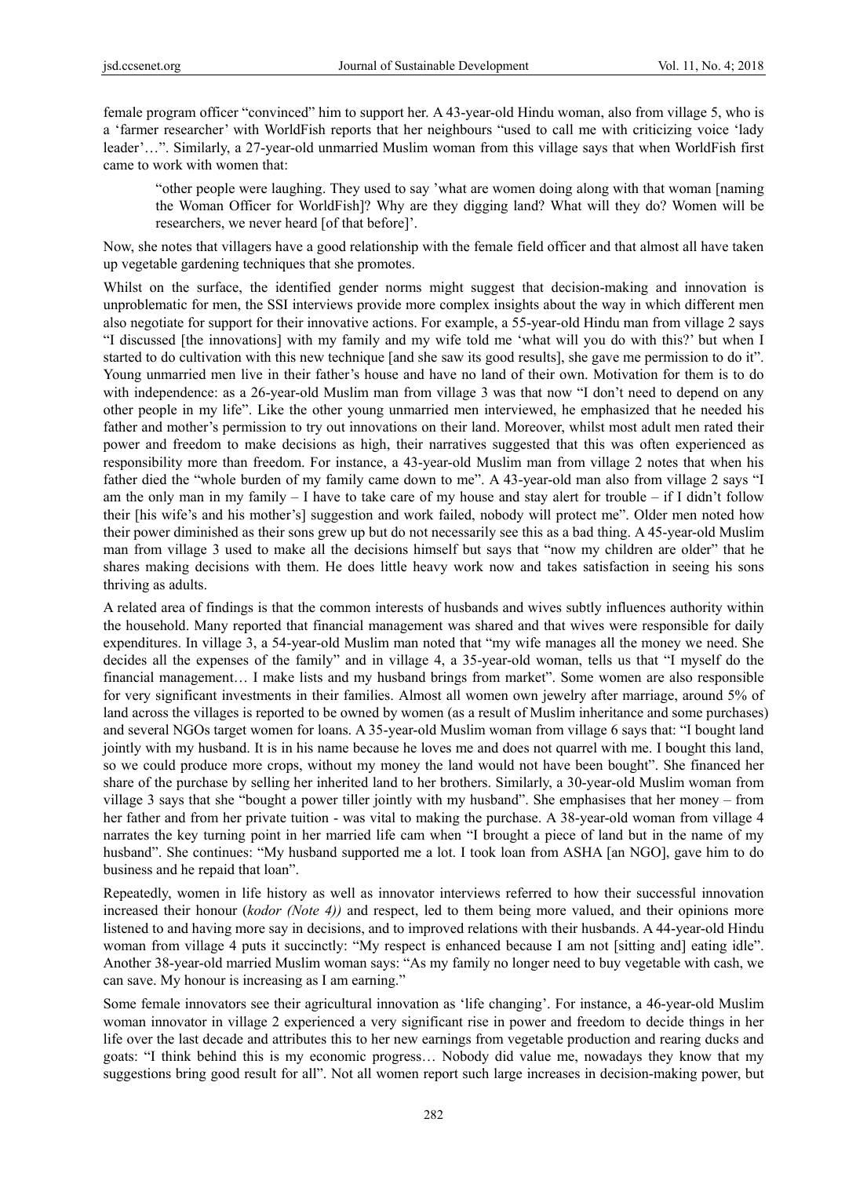female program officer "convinced" him to support her. A 43-year-old Hindu woman, also from village 5, who is a 'farmer researcher' with WorldFish reports that her neighbours "used to call me with criticizing voice 'lady leader'…". Similarly, a 27-year-old unmarried Muslim woman from this village says that when WorldFish first came to work with women that:

> "other people were laughing. They used to say 'what are women doing along with that woman [naming the Woman Officer for WorldFish]? Why are they digging land? What will they do? Women will be researchers, we never heard [of that before]'.

Now, she notes that villagers have a good relationship with the female field officer and that almost all have taken up vegetable gardening techniques that she promotes.

Whilst on the surface, the identified gender norms might suggest that decision-making and innovation is unproblematic for men, the SSI interviews provide more complex insights about the way in which different men also negotiate for support for their innovative actions. For example, a 55-year-old Hindu man from village 2 says "I discussed [the innovations] with my family and my wife told me 'what will you do with this?' but when I started to do cultivation with this new technique [and she saw its good results], she gave me permission to do it". Young unmarried men live in their father's house and have no land of their own. Motivation for them is to do with independence: as a 26-year-old Muslim man from village 3 was that now "I don't need to depend on any other people in my life". Like the other young unmarried men interviewed, he emphasized that he needed his father and mother's permission to try out innovations on their land. Moreover, whilst most adult men rated their power and freedom to make decisions as high, their narratives suggested that this was often experienced as responsibility more than freedom. For instance, a 43-year-old Muslim man from village 2 notes that when his father died the "whole burden of my family came down to me". A 43-year-old man also from village 2 says "I am the only man in my family – I have to take care of my house and stay alert for trouble – if I didn't follow their [his wife's and his mother's] suggestion and work failed, nobody will protect me". Older men noted how their power diminished as their sons grew up but do not necessarily see this as a bad thing. A 45-year-old Muslim man from village 3 used to make all the decisions himself but says that "now my children are older" that he shares making decisions with them. He does little heavy work now and takes satisfaction in seeing his sons thriving as adults.

A related area of findings is that the common interests of husbands and wives subtly influences authority within the household. Many reported that financial management was shared and that wives were responsible for daily expenditures. In village 3, a 54-year-old Muslim man noted that "my wife manages all the money we need. She decides all the expenses of the family" and in village 4, a 35-year-old woman, tells us that "I myself do the financial management… I make lists and my husband brings from market". Some women are also responsible for very significant investments in their families. Almost all women own jewelry after marriage, around 5% of land across the villages is reported to be owned by women (as a result of Muslim inheritance and some purchases) and several NGOs target women for loans. A 35-year-old Muslim woman from village 6 says that: "I bought land jointly with my husband. It is in his name because he loves me and does not quarrel with me. I bought this land, so we could produce more crops, without my money the land would not have been bought". She financed her share of the purchase by selling her inherited land to her brothers. Similarly, a 30-year-old Muslim woman from village 3 says that she "bought a power tiller jointly with my husband". She emphasises that her money – from her father and from her private tuition - was vital to making the purchase. A 38-year-old woman from village 4 narrates the key turning point in her married life cam when "I brought a piece of land but in the name of my husband". She continues: "My husband supported me a lot. I took loan from ASHA [an NGO], gave him to do business and he repaid that loan".

Repeatedly, women in life history as well as innovator interviews referred to how their successful innovation increased their honour (*kodor (Note 4))* and respect, led to them being more valued, and their opinions more listened to and having more say in decisions, and to improved relations with their husbands. A 44-year-old Hindu woman from village 4 puts it succinctly: "My respect is enhanced because I am not [sitting and] eating idle". Another 38-year-old married Muslim woman says: "As my family no longer need to buy vegetable with cash, we can save. My honour is increasing as I am earning."

Some female innovators see their agricultural innovation as 'life changing'. For instance, a 46-year-old Muslim woman innovator in village 2 experienced a very significant rise in power and freedom to decide things in her life over the last decade and attributes this to her new earnings from vegetable production and rearing ducks and goats: "I think behind this is my economic progress… Nobody did value me, nowadays they know that my suggestions bring good result for all". Not all women report such large increases in decision-making power, but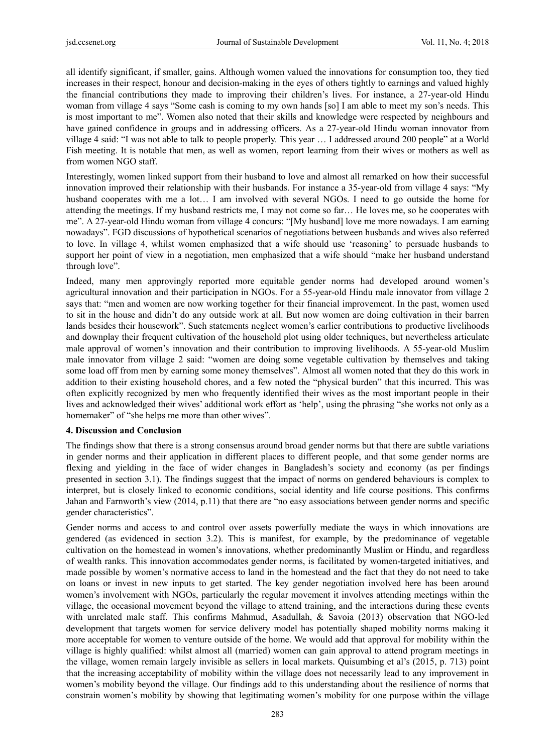all identify significant, if smaller, gains. Although women valued the innovations for consumption too, they tied increases in their respect, honour and decision-making in the eyes of others tightly to earnings and valued highly the financial contributions they made to improving their children's lives. For instance, a 27-year-old Hindu woman from village 4 says "Some cash is coming to my own hands [so] I am able to meet my son's needs. This is most important to me". Women also noted that their skills and knowledge were respected by neighbours and have gained confidence in groups and in addressing officers. As a 27-year-old Hindu woman innovator from village 4 said: "I was not able to talk to people properly. This year … I addressed around 200 people" at a World Fish meeting. It is notable that men, as well as women, report learning from their wives or mothers as well as from women NGO staff.

Interestingly, women linked support from their husband to love and almost all remarked on how their successful innovation improved their relationship with their husbands. For instance a 35-year-old from village 4 says: "My husband cooperates with me a lot… I am involved with several NGOs. I need to go outside the home for attending the meetings. If my husband restricts me, I may not come so far… He loves me, so he cooperates with me". A 27-year-old Hindu woman from village 4 concurs: "[My husband] love me more nowadays. I am earning nowadays". FGD discussions of hypothetical scenarios of negotiations between husbands and wives also referred to love. In village 4, whilst women emphasized that a wife should use 'reasoning' to persuade husbands to support her point of view in a negotiation, men emphasized that a wife should "make her husband understand through love".

Indeed, many men approvingly reported more equitable gender norms had developed around women's agricultural innovation and their participation in NGOs. For a 55-year-old Hindu male innovator from village 2 says that: "men and women are now working together for their financial improvement. In the past, women used to sit in the house and didn't do any outside work at all. But now women are doing cultivation in their barren lands besides their housework". Such statements neglect women's earlier contributions to productive livelihoods and downplay their frequent cultivation of the household plot using older techniques, but nevertheless articulate male approval of women's innovation and their contribution to improving livelihoods. A 55-year-old Muslim male innovator from village 2 said: "women are doing some vegetable cultivation by themselves and taking some load off from men by earning some money themselves". Almost all women noted that they do this work in addition to their existing household chores, and a few noted the "physical burden" that this incurred. This was often explicitly recognized by men who frequently identified their wives as the most important people in their lives and acknowledged their wives' additional work effort as 'help', using the phrasing "she works not only as a homemaker" of "she helps me more than other wives".

## 4. Discussion and Conclusion

The findings show that there is a strong consensus around broad gender norms but that there are subtle variations in gender norms and their application in different places to different people, and that some gender norms are flexing and yielding in the face of wider changes in Bangladesh's society and economy (as per findings presented in section 3.1). The findings suggest that the impact of norms on gendered behaviours is complex to interpret, but is closely linked to economic conditions, social identity and life course positions. This confirms Jahan and Farnworth's view (2014, p.11) that there are "no easy associations between gender norms and specific gender characteristics".

Gender norms and access to and control over assets powerfully mediate the ways in which innovations are gendered (as evidenced in section 3.2). This is manifest, for example, by the predominance of vegetable cultivation on the homestead in women's innovations, whether predominantly Muslim or Hindu, and regardless of wealth ranks. This innovation accommodates gender norms, is facilitated by women-targeted initiatives, and made possible by women's normative access to land in the homestead and the fact that they do not need to take on loans or invest in new inputs to get started. The key gender negotiation involved here has been around women's involvement with NGOs, particularly the regular movement it involves attending meetings within the village, the occasional movement beyond the village to attend training, and the interactions during these events with unrelated male staff. This confirms Mahmud, Asadullah, & Savoia (2013) observation that NGO-led development that targets women for service delivery model has potentially shaped mobility norms making it more acceptable for women to venture outside of the home. We would add that approval for mobility within the village is highly qualified: whilst almost all (married) women can gain approval to attend program meetings in the village, women remain largely invisible as sellers in local markets. Quisumbing et al's (2015, p. 713) point that the increasing acceptability of mobility within the village does not necessarily lead to any improvement in women's mobility beyond the village. Our findings add to this understanding about the resilience of norms that constrain women's mobility by showing that legitimating women's mobility for one purpose within the village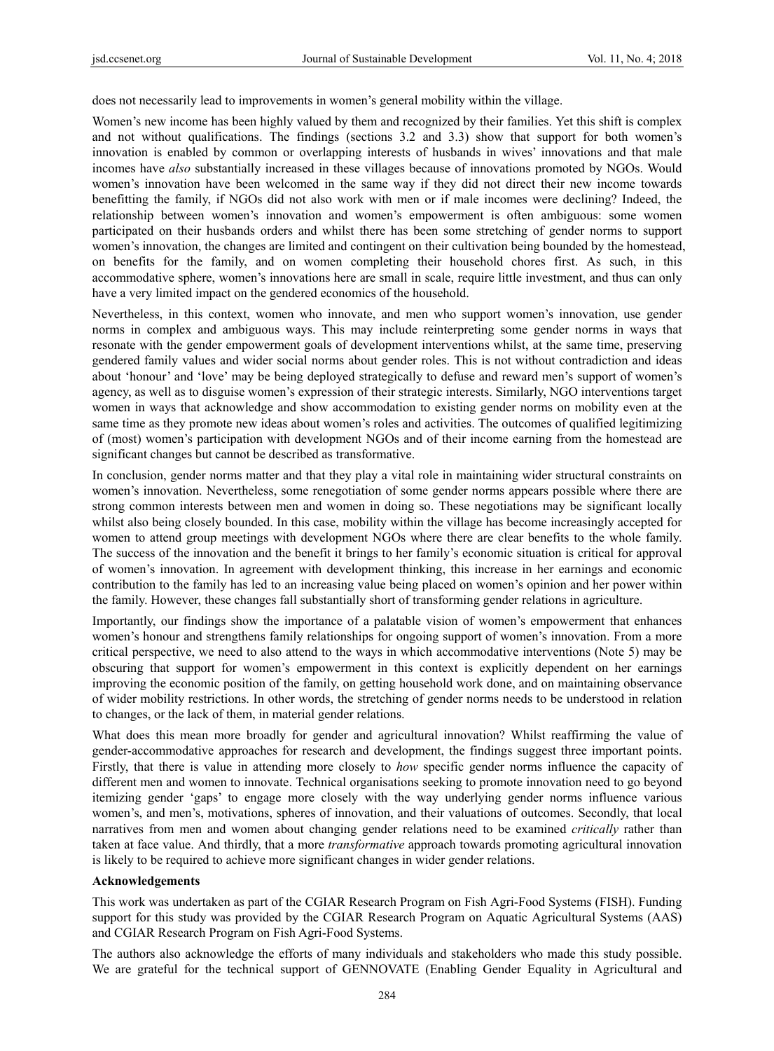does not necessarily lead to improvements in women's general mobility within the village.

Women's new income has been highly valued by them and recognized by their families. Yet this shift is complex and not without qualifications. The findings (sections 3.2 and 3.3) show that support for both women's innovation is enabled by common or overlapping interests of husbands in wives' innovations and that male incomes have *also* substantially increased in these villages because of innovations promoted by NGOs. Would women's innovation have been welcomed in the same way if they did not direct their new income towards benefitting the family, if NGOs did not also work with men or if male incomes were declining? Indeed, the relationship between women's innovation and women's empowerment is often ambiguous: some women participated on their husbands orders and whilst there has been some stretching of gender norms to support women's innovation, the changes are limited and contingent on their cultivation being bounded by the homestead, on benefits for the family, and on women completing their household chores first. As such, in this accommodative sphere, women's innovations here are small in scale, require little investment, and thus can only have a very limited impact on the gendered economics of the household.

Nevertheless, in this context, women who innovate, and men who support women's innovation, use gender norms in complex and ambiguous ways. This may include reinterpreting some gender norms in ways that resonate with the gender empowerment goals of development interventions whilst, at the same time, preserving gendered family values and wider social norms about gender roles. This is not without contradiction and ideas about 'honour' and 'love' may be being deployed strategically to defuse and reward men's support of women's agency, as well as to disguise women's expression of their strategic interests. Similarly, NGO interventions target women in ways that acknowledge and show accommodation to existing gender norms on mobility even at the same time as they promote new ideas about women's roles and activities. The outcomes of qualified legitimizing of (most) women's participation with development NGOs and of their income earning from the homestead are significant changes but cannot be described as transformative.

In conclusion, gender norms matter and that they play a vital role in maintaining wider structural constraints on women's innovation. Nevertheless, some renegotiation of some gender norms appears possible where there are strong common interests between men and women in doing so. These negotiations may be significant locally whilst also being closely bounded. In this case, mobility within the village has become increasingly accepted for women to attend group meetings with development NGOs where there are clear benefits to the whole family. The success of the innovation and the benefit it brings to her family's economic situation is critical for approval of women's innovation. In agreement with development thinking, this increase in her earnings and economic contribution to the family has led to an increasing value being placed on women's opinion and her power within the family. However, these changes fall substantially short of transforming gender relations in agriculture.

Importantly, our findings show the importance of a palatable vision of women's empowerment that enhances women's honour and strengthens family relationships for ongoing support of women's innovation. From a more critical perspective, we need to also attend to the ways in which accommodative interventions (Note 5) may be obscuring that support for women's empowerment in this context is explicitly dependent on her earnings improving the economic position of the family, on getting household work done, and on maintaining observance of wider mobility restrictions. In other words, the stretching of gender norms needs to be understood in relation to changes, or the lack of them, in material gender relations.

What does this mean more broadly for gender and agricultural innovation? Whilst reaffirming the value of gender-accommodative approaches for research and development, the findings suggest three important points. Firstly, that there is value in attending more closely to *how* specific gender norms influence the capacity of different men and women to innovate. Technical organisations seeking to promote innovation need to go beyond itemizing gender 'gaps' to engage more closely with the way underlying gender norms influence various women's, and men's, motivations, spheres of innovation, and their valuations of outcomes. Secondly, that local narratives from men and women about changing gender relations need to be examined *critically* rather than taken at face value. And thirdly, that a more *transformative* approach towards promoting agricultural innovation is likely to be required to achieve more significant changes in wider gender relations.

**Acknowledgements**

This work was undertaken as part of the CGIAR Research Program on Fish Agri-Food Systems (FISH). Funding support for this study was provided by the CGIAR Research Program on Aquatic Agricultural Systems (AAS) and CGIAR Research Program on Fish Agri-Food Systems.

The authors also acknowledge the efforts of many individuals and stakeholders who made this study possible. We are grateful for the technical support of GENNOVATE (Enabling Gender Equality in Agricultural and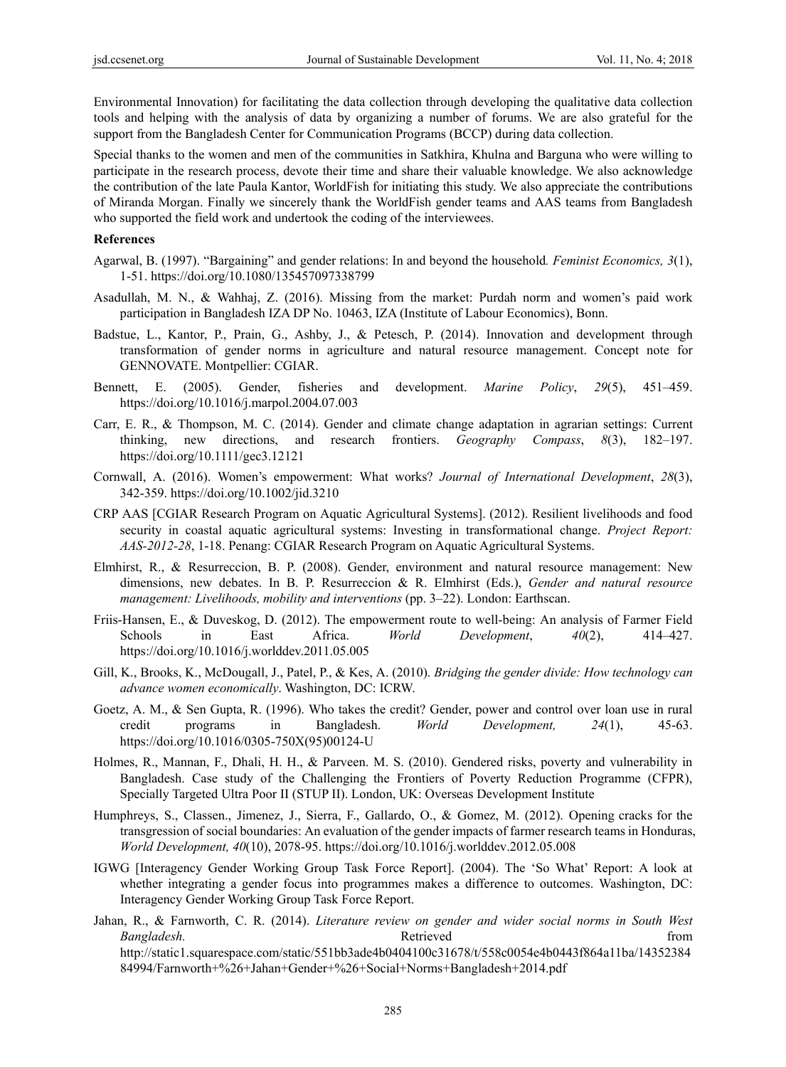Environmental Innovation) for facilitating the data collection through developing the qualitative data collection tools and helping with the analysis of data by organizing a number of forums. We are also grateful for the support from the Bangladesh Center for Communication Programs (BCCP) during data collection.

Special thanks to the women and men of the communities in Satkhira, Khulna and Barguna who were willing to participate in the research process, devote their time and share their valuable knowledge. We also acknowledge the contribution of the late Paula Kantor, WorldFish for initiating this study. We also appreciate the contributions of Miranda Morgan. Finally we sincerely thank the WorldFish gender teams and AAS teams from Bangladesh who supported the field work and undertook the coding of the interviewees.

**References**

Agarwal, B. (1997). "Bargaining" and gender relations: In and beyond the household*. Feminist Economics, 3*(1), 1-51. https://doi.org/10.1080/135457097338799

Asadullah, M. N., & Wahhaj, Z. (2016). Missing from the market: Purdah norm and women's paid work participation in Bangladesh IZA DP No. 10463, IZA (Institute of Labour Economics), Bonn.

Badstue, L., Kantor, P., Prain, G., Ashby, J., & Petesch, P. (2014). Innovation and development through transformation of gender norms in agriculture and natural resource management. Concept note for GENNOVATE. Montpellier: CGIAR.

Bennett, E. (2005). Gender, fisheries and development. *Marine Policy*, *29*(5), 451–459. https://doi.org/10.1016/j.marpol.2004.07.003

Carr, E. R., & Thompson, M. C. (2014). Gender and climate change adaptation in agrarian settings: Current thinking, new directions, and research frontiers. *Geography Compass*, *8*(3), 182–197. https://doi.org/10.1111/gec3.12121

Cornwall, A. (2016). Women's empowerment: What works? *Journal of International Development*, *28*(3), 342-359. https://doi.org/10.1002/jid.3210

CRP AAS [CGIAR Research Program on Aquatic Agricultural Systems]. (2012). Resilient livelihoods and food security in coastal aquatic agricultural systems: Investing in transformational change. *Project Report: AAS-2012-28*, 1-18. Penang: CGIAR Research Program on Aquatic Agricultural Systems.

Elmhirst, R., & Resurreccion, B. P. (2008). Gender, environment and natural resource management: New dimensions, new debates. In B. P. Resurreccion & R. Elmhirst (Eds.), *Gender and natural resource management: Livelihoods, mobility and interventions* (pp. 3–22). London: Earthscan.

Friis-Hansen, E., & Duveskog, D. (2012). The empowerment route to well-being: An analysis of Farmer Field Schools in East Africa. *World Development*, *40*(2), 414–427. https://doi.org/10.1016/j.worlddev.2011.05.005

Gill, K., Brooks, K., McDougall, J., Patel, P., & Kes, A. (2010). *Bridging the gender divide: How technology can advance women economically*. Washington, DC: ICRW.

Goetz, A. M., & Sen Gupta, R. (1996). Who takes the credit? Gender, power and control over loan use in rural credit programs in Bangladesh. *World Development, 24*(1), 45-63. https://doi.org/10.1016/0305-750X(95)00124-U

Holmes, R., Mannan, F., Dhali, H. H., & Parveen. M. S. (2010). Gendered risks, poverty and vulnerability in Bangladesh. Case study of the Challenging the Frontiers of Poverty Reduction Programme (CFPR), Specially Targeted Ultra Poor II (STUP II). London, UK: Overseas Development Institute

Humphreys, S., Classen., Jimenez, J., Sierra, F., Gallardo, O., & Gomez, M. (2012). Opening cracks for the transgression of social boundaries: An evaluation of the gender impacts of farmer research teams in Honduras, *World Development, 40*(10), 2078-95. https://doi.org/10.1016/j.worlddev.2012.05.008

IGWG [Interagency Gender Working Group Task Force Report]. (2004). The 'So What' Report: A look at whether integrating a gender focus into programmes makes a difference to outcomes. Washington, DC: Interagency Gender Working Group Task Force Report.

Jahan, R., & Farnworth, C. R. (2014). *Literature review on gender and wider social norms in South West Bangladesh.* Retrieved from http://static1.squarespace.com/static/551bb3ade4b0404100c31678/t/558c0054e4b0443f864a11ba/1435238484994/Farnworth+%26+Jahan+Gender+%26+Social+Norms+Bangladesh+2014.pdf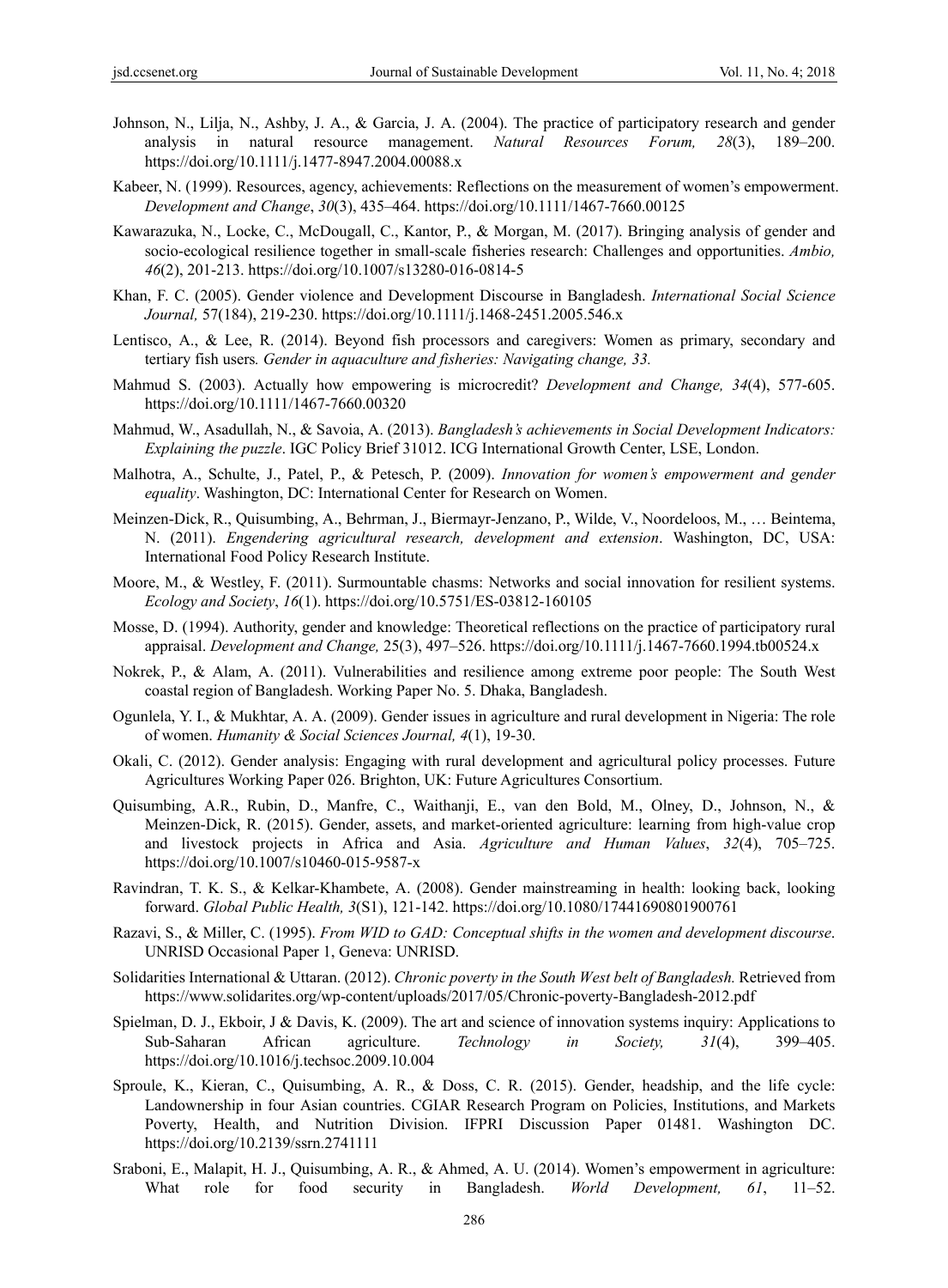Johnson, N., Lilja, N., Ashby, J. A., & Garcia, J. A. (2004). The practice of participatory research and gender analysis in natural resource management. *Natural Resources Forum, 28*(3), 189–200. https://doi.org/10.1111/j.1477-8947.2004.00088.x

Kabeer, N. (1999). Resources, agency, achievements: Reflections on the measurement of women's empowerment. *Development and Change*, *30*(3), 435–464. https://doi.org/10.1111/1467-7660.00125

Kawarazuka, N., Locke, C., McDougall, C., Kantor, P., & Morgan, M. (2017). Bringing analysis of gender and socio-ecological resilience together in small-scale fisheries research: Challenges and opportunities. *Ambio, 46*(2), 201-213. https://doi.org/10.1007/s13280-016-0814-5

Khan, F. C. (2005). Gender violence and Development Discourse in Bangladesh. *International Social Science Journal,* 57(184), 219-230. https://doi.org/10.1111/j.1468-2451.2005.546.x

Lentisco, A., & Lee, R. (2014). Beyond fish processors and caregivers: Women as primary, secondary and tertiary fish users*. Gender in aquaculture and fisheries: Navigating change, 33.*

Mahmud S. (2003). Actually how empowering is microcredit? *Development and Change, 34*(4), 577-605. https://doi.org/10.1111/1467-7660.00320

Mahmud, W., Asadullah, N., & Savoia, A. (2013). *Bangladesh's achievements in Social Development Indicators: Explaining the puzzle*. IGC Policy Brief 31012. ICG International Growth Center, LSE, London.

Malhotra, A., Schulte, J., Patel, P., & Petesch, P. (2009). *Innovation for women's empowerment and gender equality*. Washington, DC: International Center for Research on Women.

Meinzen-Dick, R., Quisumbing, A., Behrman, J., Biermayr-Jenzano, P., Wilde, V., Noordeloos, M., … Beintema, N. (2011). *Engendering agricultural research, development and extension*. Washington, DC, USA: International Food Policy Research Institute.

Moore, M., & Westley, F. (2011). Surmountable chasms: Networks and social innovation for resilient systems. *Ecology and Society*, *16*(1). https://doi.org/10.5751/ES-03812-160105

Mosse, D. (1994). Authority, gender and knowledge: Theoretical reflections on the practice of participatory rural appraisal. *Development and Change,* 25(3), 497–526. https://doi.org/10.1111/j.1467-7660.1994.tb00524.x

Nokrek, P., & Alam, A. (2011). Vulnerabilities and resilience among extreme poor people: The South West coastal region of Bangladesh. Working Paper No. 5. Dhaka, Bangladesh.

Ogunlela, Y. I., & Mukhtar, A. A. (2009). Gender issues in agriculture and rural development in Nigeria: The role of women. *Humanity & Social Sciences Journal, 4*(1), 19-30.

Okali, C. (2012). Gender analysis: Engaging with rural development and agricultural policy processes. Future Agricultures Working Paper 026. Brighton, UK: Future Agricultures Consortium.

Quisumbing, A.R., Rubin, D., Manfre, C., Waithanji, E., van den Bold, M., Olney, D., Johnson, N., & Meinzen-Dick, R. (2015). Gender, assets, and market-oriented agriculture: learning from high-value crop and livestock projects in Africa and Asia. *Agriculture and Human Values*, *32*(4), 705–725. https://doi.org/10.1007/s10460-015-9587-x

Ravindran, T. K. S., & Kelkar-Khambete, A. (2008). Gender mainstreaming in health: looking back, looking forward. *Global Public Health, 3*(S1), 121-142. https://doi.org/10.1080/17441690801900761

Razavi, S., & Miller, C. (1995). *From WID to GAD: Conceptual shifts in the women and development discourse*. UNRISD Occasional Paper 1, Geneva: UNRISD.

Solidarities International & Uttaran. (2012). *Chronic poverty in the South West belt of Bangladesh.* Retrieved from https://www.solidarites.org/wp-content/uploads/2017/05/Chronic-poverty-Bangladesh-2012.pdf

Spielman, D. J., Ekboir, J & Davis, K. (2009). The art and science of innovation systems inquiry: Applications to Sub-Saharan African agriculture. *Technology in Society, 31*(4), 399–405. https://doi.org/10.1016/j.techsoc.2009.10.004

Sproule, K., Kieran, C., Quisumbing, A. R., & Doss, C. R. (2015). Gender, headship, and the life cycle: Landownership in four Asian countries. CGIAR Research Program on Policies, Institutions, and Markets Poverty, Health, and Nutrition Division. IFPRI Discussion Paper 01481. Washington DC. https://doi.org/10.2139/ssrn.2741111

Sraboni, E., Malapit, H. J., Quisumbing, A. R., & Ahmed, A. U. (2014). Women's empowerment in agriculture: What role for food security in Bangladesh. *World Development, 61*, 11–52.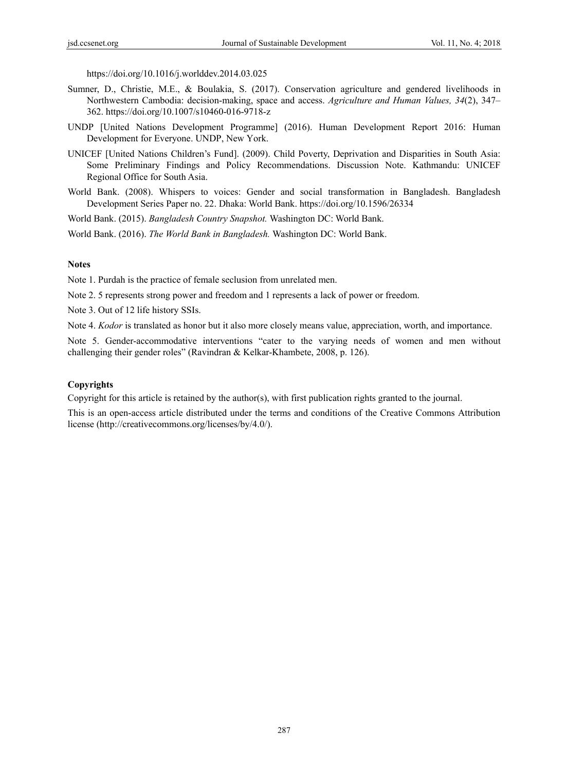https://doi.org/10.1016/j.worlddev.2014.03.025

Sumner, D., Christie, M.E., & Boulakia, S. (2017). Conservation agriculture and gendered livelihoods in Northwestern Cambodia: decision-making, space and access. *Agriculture and Human Values, 34*(2), 347–362. https://doi.org/10.1007/s10460-016-9718-z

UNDP [United Nations Development Programme] (2016). Human Development Report 2016: Human Development for Everyone. UNDP, New York.

UNICEF [United Nations Children's Fund]. (2009). Child Poverty, Deprivation and Disparities in South Asia: Some Preliminary Findings and Policy Recommendations. Discussion Note. Kathmandu: UNICEF Regional Office for South Asia.

World Bank. (2008). Whispers to voices: Gender and social transformation in Bangladesh. Bangladesh Development Series Paper no. 22. Dhaka: World Bank. https://doi.org/10.1596/26334

World Bank. (2015). *Bangladesh Country Snapshot.* Washington DC: World Bank.

World Bank. (2016). *The World Bank in Bangladesh.* Washington DC: World Bank.

**Notes**

Note 1. Purdah is the practice of female seclusion from unrelated men.

Note 2. 5 represents strong power and freedom and 1 represents a lack of power or freedom.

Note 3. Out of 12 life history SSIs.

Note 4. *Kodor* is translated as honor but it also more closely means value, appreciation, worth, and importance.

Note 5. Gender-accommodative interventions "cater to the varying needs of women and men without challenging their gender roles" (Ravindran & Kelkar-Khambete, 2008, p. 126).

**Copyrights**

Copyright for this article is retained by the author(s), with first publication rights granted to the journal.

This is an open-access article distributed under the terms and conditions of the Creative Commons Attribution license (http://creativecommons.org/licenses/by/4.0/).